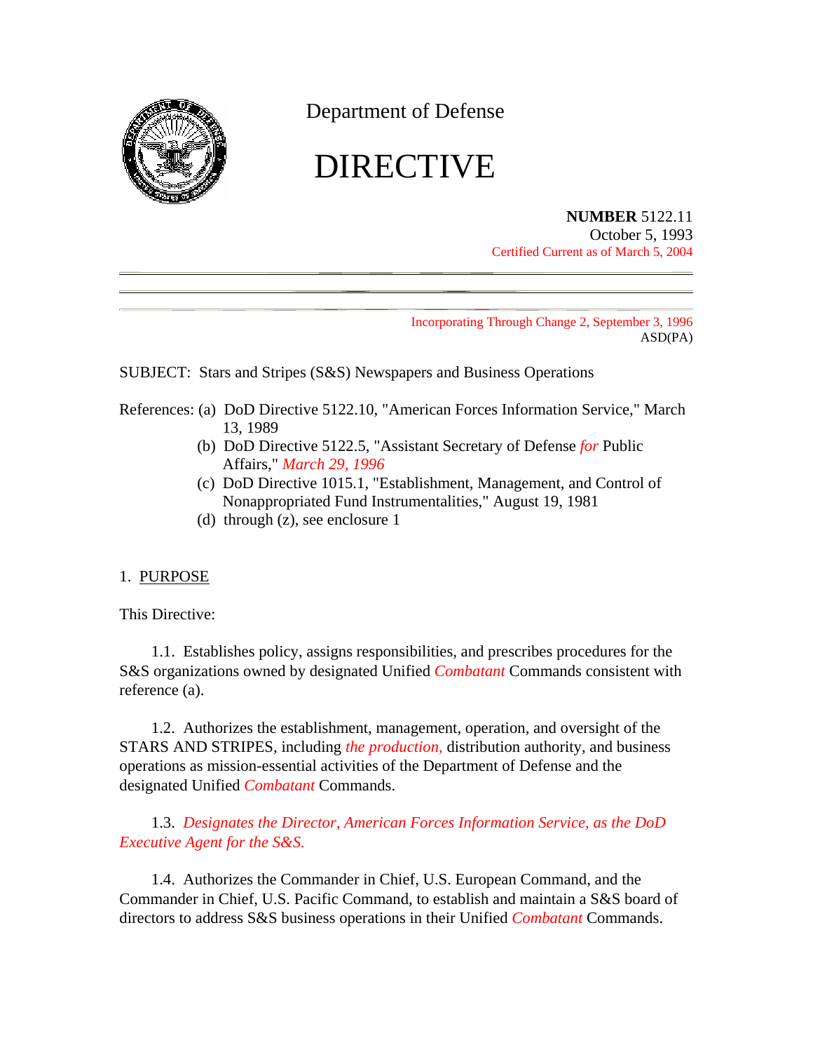Department of Defense

# DIRECTIVE

**NUMBER** 5122.11
October 5, 1993
Certified Current as of March 5, 2004

Incorporating Through Change 2, September 3, 1996
ASD(PA)

SUBJECT: Stars and Stripes (S&S) Newspapers and Business Operations

References: (a) DoD Directive 5122.10, "American Forces Information Service," March 13, 1989
(b) DoD Directive 5122.5, "Assistant Secretary of Defense *for* Public Affairs," *March 29, 1996*
(c) DoD Directive 1015.1, "Establishment, Management, and Control of Nonappropriated Fund Instrumentalities," August 19, 1981
(d) through (z), see enclosure 1

## 1. PURPOSE

This Directive:

1.1. Establishes policy, assigns responsibilities, and prescribes procedures for the S&S organizations owned by designated Unified *Combatant* Commands consistent with reference (a).

1.2. Authorizes the establishment, management, operation, and oversight of the STARS AND STRIPES, including *the production,* distribution authority, and business operations as mission-essential activities of the Department of Defense and the designated Unified *Combatant* Commands.

1.3. *Designates the Director, American Forces Information Service, as the DoD Executive Agent for the S&S.*

1.4. Authorizes the Commander in Chief, U.S. European Command, and the Commander in Chief, U.S. Pacific Command, to establish and maintain a S&S board of directors to address S&S business operations in their Unified *Combatant* Commands.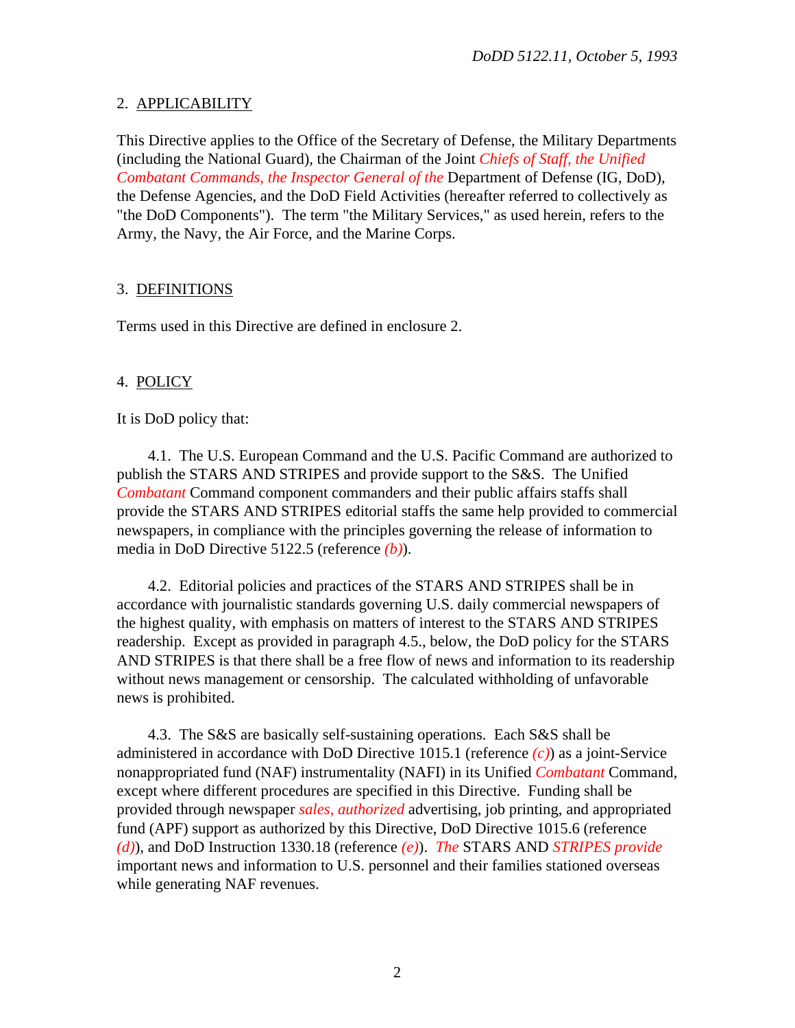## 2. APPLICABILITY

This Directive applies to the Office of the Secretary of Defense, the Military Departments (including the National Guard), the Chairman of the Joint *Chiefs of Staff, the Unified Combatant Commands, the Inspector General of the* Department of Defense (IG, DoD), the Defense Agencies, and the DoD Field Activities (hereafter referred to collectively as "the DoD Components"). The term "the Military Services," as used herein, refers to the Army, the Navy, the Air Force, and the Marine Corps.

## 3. DEFINITIONS

Terms used in this Directive are defined in enclosure 2.

## 4. POLICY

It is DoD policy that:

4.1. The U.S. European Command and the U.S. Pacific Command are authorized to publish the STARS AND STRIPES and provide support to the S&S. The Unified *Combatant* Command component commanders and their public affairs staffs shall provide the STARS AND STRIPES editorial staffs the same help provided to commercial newspapers, in compliance with the principles governing the release of information to media in DoD Directive 5122.5 (reference *(b)*).

4.2. Editorial policies and practices of the STARS AND STRIPES shall be in accordance with journalistic standards governing U.S. daily commercial newspapers of the highest quality, with emphasis on matters of interest to the STARS AND STRIPES readership. Except as provided in paragraph 4.5., below, the DoD policy for the STARS AND STRIPES is that there shall be a free flow of news and information to its readership without news management or censorship. The calculated withholding of unfavorable news is prohibited.

4.3. The S&S are basically self-sustaining operations. Each S&S shall be administered in accordance with DoD Directive 1015.1 (reference *(c)*) as a joint-Service nonappropriated fund (NAF) instrumentality (NAFI) in its Unified *Combatant* Command, except where different procedures are specified in this Directive. Funding shall be provided through newspaper *sales, authorized* advertising, job printing, and appropriated fund (APF) support as authorized by this Directive, DoD Directive 1015.6 (reference *(d)*), and DoD Instruction 1330.18 (reference *(e)*). *The* STARS AND *STRIPES provide* important news and information to U.S. personnel and their families stationed overseas while generating NAF revenues.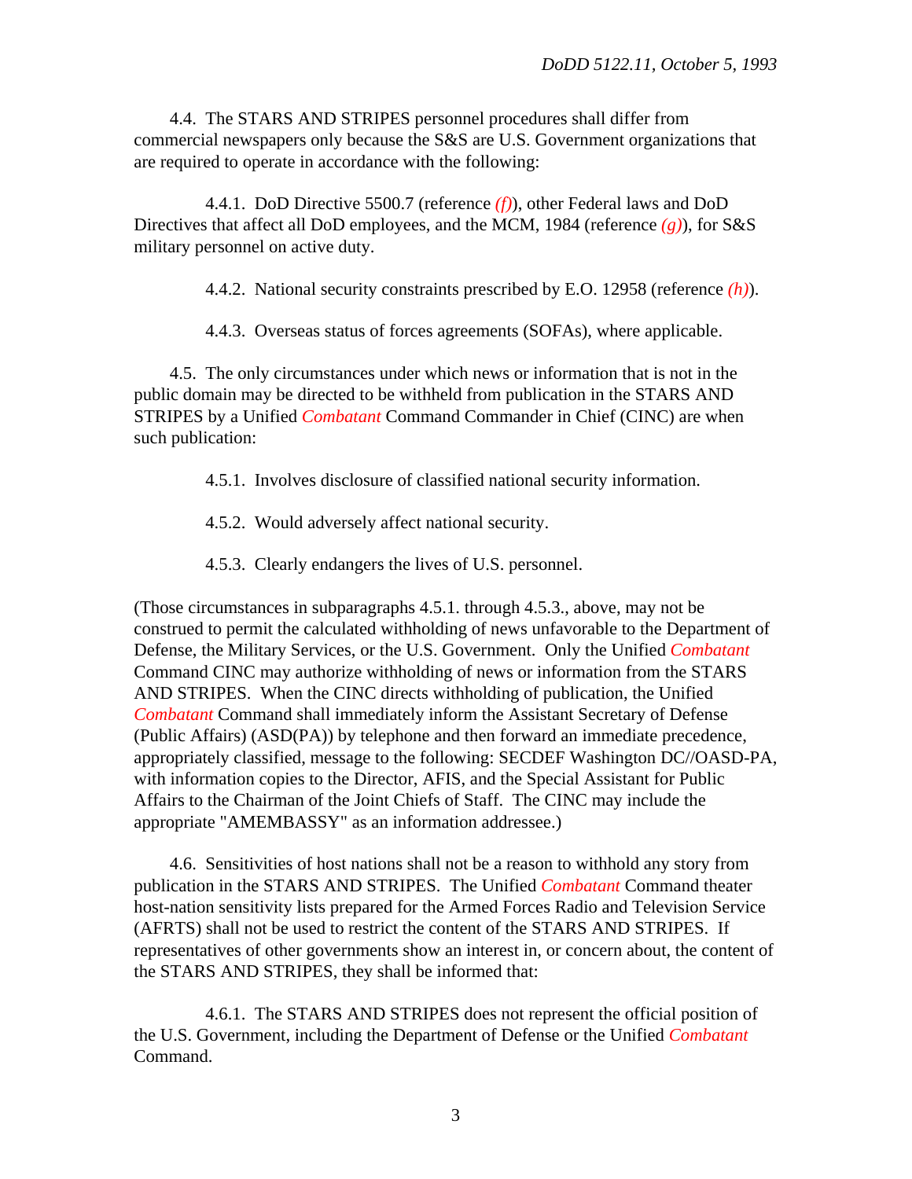4.4. The STARS AND STRIPES personnel procedures shall differ from commercial newspapers only because the S&S are U.S. Government organizations that are required to operate in accordance with the following:

4.4.1. DoD Directive 5500.7 (reference *(f)*), other Federal laws and DoD Directives that affect all DoD employees, and the MCM, 1984 (reference *(g)*), for S&S military personnel on active duty.

4.4.2. National security constraints prescribed by E.O. 12958 (reference *(h)*).

4.4.3. Overseas status of forces agreements (SOFAs), where applicable.

4.5. The only circumstances under which news or information that is not in the public domain may be directed to be withheld from publication in the STARS AND STRIPES by a Unified *Combatant* Command Commander in Chief (CINC) are when such publication:

4.5.1. Involves disclosure of classified national security information.

4.5.2. Would adversely affect national security.

4.5.3. Clearly endangers the lives of U.S. personnel.

(Those circumstances in subparagraphs 4.5.1. through 4.5.3., above, may not be construed to permit the calculated withholding of news unfavorable to the Department of Defense, the Military Services, or the U.S. Government. Only the Unified *Combatant* Command CINC may authorize withholding of news or information from the STARS AND STRIPES. When the CINC directs withholding of publication, the Unified *Combatant* Command shall immediately inform the Assistant Secretary of Defense (Public Affairs) (ASD(PA)) by telephone and then forward an immediate precedence, appropriately classified, message to the following: SECDEF Washington DC//OASD-PA, with information copies to the Director, AFIS, and the Special Assistant for Public Affairs to the Chairman of the Joint Chiefs of Staff. The CINC may include the appropriate "AMEMBASSY" as an information addressee.)

4.6. Sensitivities of host nations shall not be a reason to withhold any story from publication in the STARS AND STRIPES. The Unified *Combatant* Command theater host-nation sensitivity lists prepared for the Armed Forces Radio and Television Service (AFRTS) shall not be used to restrict the content of the STARS AND STRIPES. If representatives of other governments show an interest in, or concern about, the content of the STARS AND STRIPES, they shall be informed that:

4.6.1. The STARS AND STRIPES does not represent the official position of the U.S. Government, including the Department of Defense or the Unified *Combatant* Command.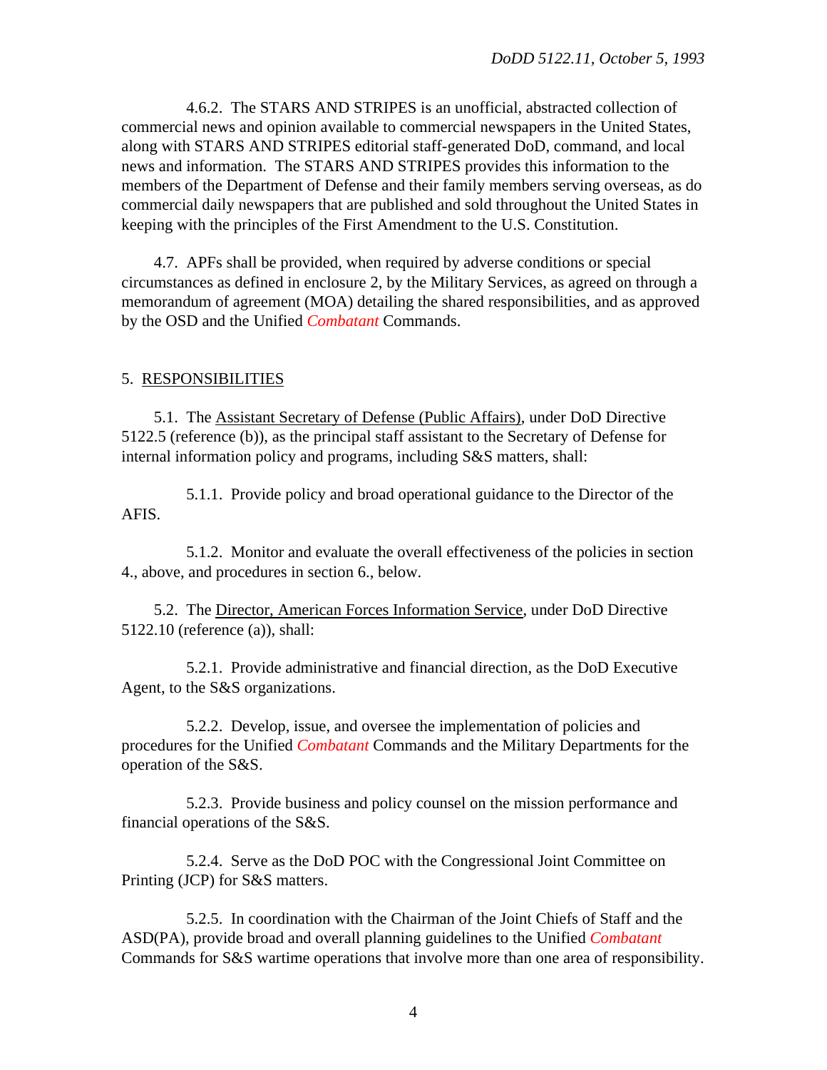4.6.2. The STARS AND STRIPES is an unofficial, abstracted collection of commercial news and opinion available to commercial newspapers in the United States, along with STARS AND STRIPES editorial staff-generated DoD, command, and local news and information. The STARS AND STRIPES provides this information to the members of the Department of Defense and their family members serving overseas, as do commercial daily newspapers that are published and sold throughout the United States in keeping with the principles of the First Amendment to the U.S. Constitution.

4.7. APFs shall be provided, when required by adverse conditions or special circumstances as defined in enclosure 2, by the Military Services, as agreed on through a memorandum of agreement (MOA) detailing the shared responsibilities, and as approved by the OSD and the Unified *Combatant* Commands.

## 5. RESPONSIBILITIES

5.1. The Assistant Secretary of Defense (Public Affairs), under DoD Directive 5122.5 (reference (b)), as the principal staff assistant to the Secretary of Defense for internal information policy and programs, including S&S matters, shall:

5.1.1. Provide policy and broad operational guidance to the Director of the AFIS.

5.1.2. Monitor and evaluate the overall effectiveness of the policies in section 4., above, and procedures in section 6., below.

5.2. The Director, American Forces Information Service, under DoD Directive 5122.10 (reference (a)), shall:

5.2.1. Provide administrative and financial direction, as the DoD Executive Agent, to the S&S organizations.

5.2.2. Develop, issue, and oversee the implementation of policies and procedures for the Unified *Combatant* Commands and the Military Departments for the operation of the S&S.

5.2.3. Provide business and policy counsel on the mission performance and financial operations of the S&S.

5.2.4. Serve as the DoD POC with the Congressional Joint Committee on Printing (JCP) for S&S matters.

5.2.5. In coordination with the Chairman of the Joint Chiefs of Staff and the ASD(PA), provide broad and overall planning guidelines to the Unified *Combatant* Commands for S&S wartime operations that involve more than one area of responsibility.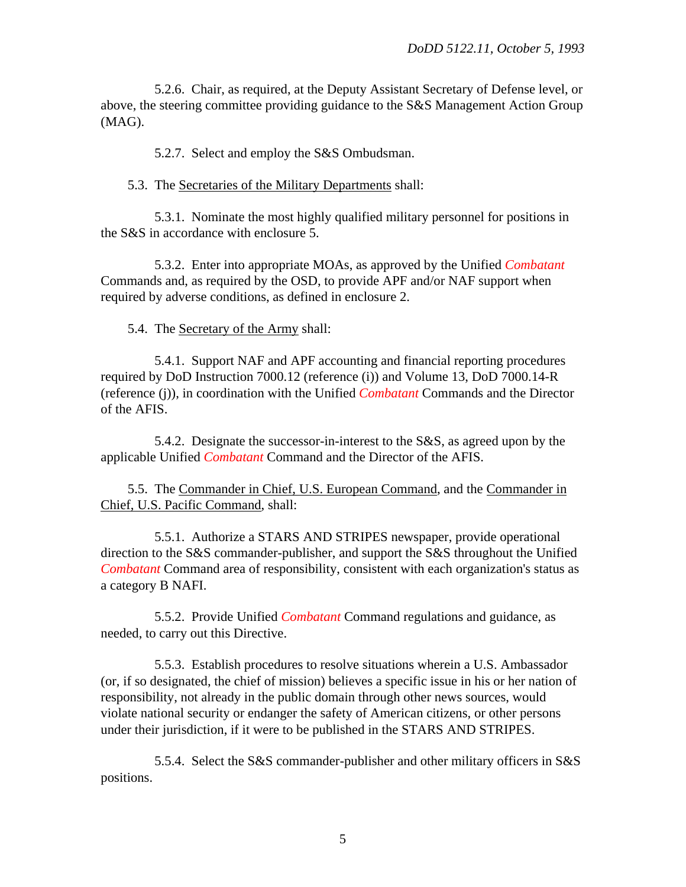5.2.6. Chair, as required, at the Deputy Assistant Secretary of Defense level, or above, the steering committee providing guidance to the S&S Management Action Group (MAG).

5.2.7. Select and employ the S&S Ombudsman.

5.3. The Secretaries of the Military Departments shall:

5.3.1. Nominate the most highly qualified military personnel for positions in the S&S in accordance with enclosure 5.

5.3.2. Enter into appropriate MOAs, as approved by the Unified *Combatant* Commands and, as required by the OSD, to provide APF and/or NAF support when required by adverse conditions, as defined in enclosure 2.

5.4. The Secretary of the Army shall:

5.4.1. Support NAF and APF accounting and financial reporting procedures required by DoD Instruction 7000.12 (reference (i)) and Volume 13, DoD 7000.14-R (reference (j)), in coordination with the Unified *Combatant* Commands and the Director of the AFIS.

5.4.2. Designate the successor-in-interest to the S&S, as agreed upon by the applicable Unified *Combatant* Command and the Director of the AFIS.

5.5. The Commander in Chief, U.S. European Command, and the Commander in Chief, U.S. Pacific Command, shall:

5.5.1. Authorize a STARS AND STRIPES newspaper, provide operational direction to the S&S commander-publisher, and support the S&S throughout the Unified *Combatant* Command area of responsibility, consistent with each organization's status as a category B NAFI.

5.5.2. Provide Unified *Combatant* Command regulations and guidance, as needed, to carry out this Directive.

5.5.3. Establish procedures to resolve situations wherein a U.S. Ambassador (or, if so designated, the chief of mission) believes a specific issue in his or her nation of responsibility, not already in the public domain through other news sources, would violate national security or endanger the safety of American citizens, or other persons under their jurisdiction, if it were to be published in the STARS AND STRIPES.

5.5.4. Select the S&S commander-publisher and other military officers in S&S positions.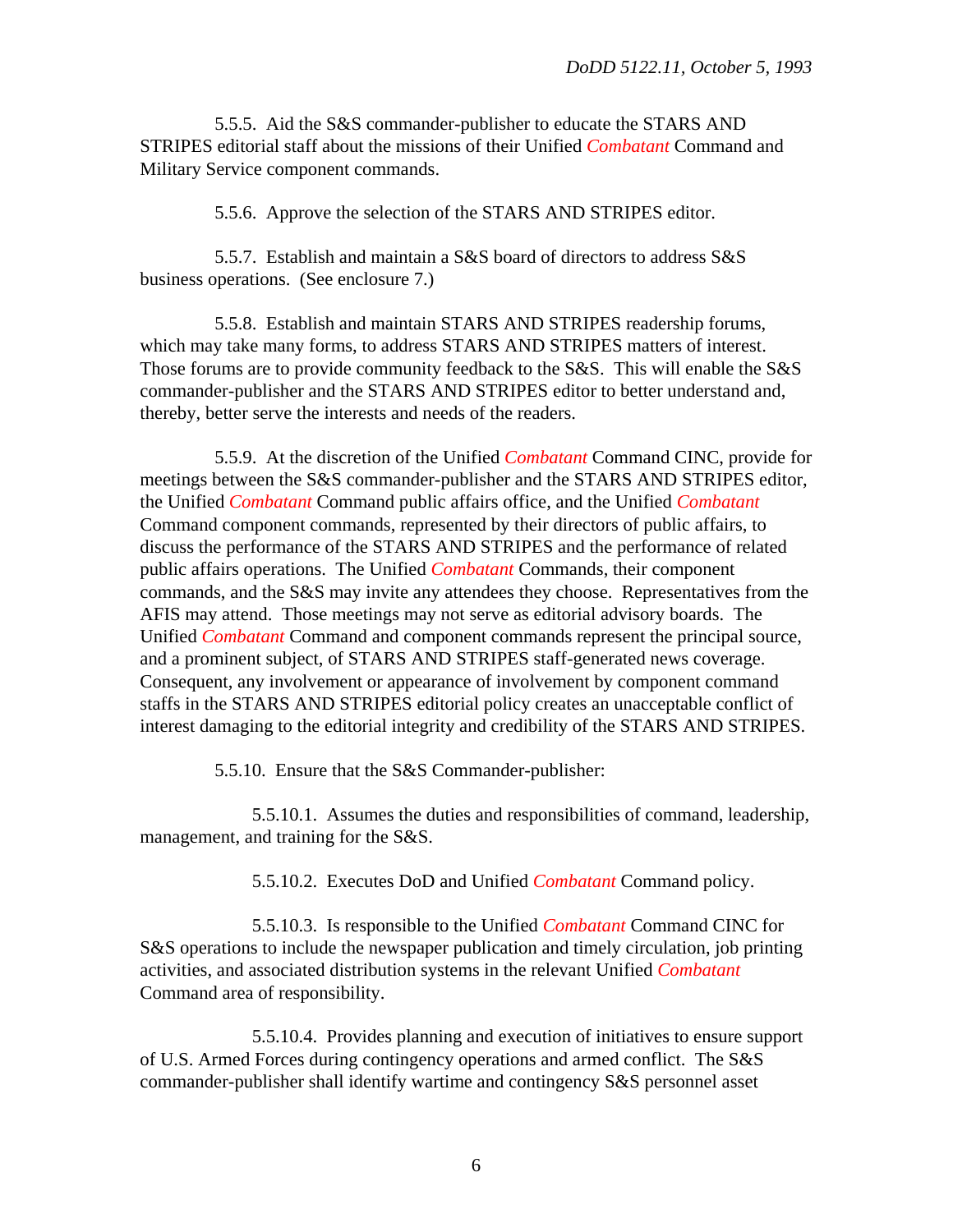5.5.5. Aid the S&S commander-publisher to educate the STARS AND STRIPES editorial staff about the missions of their Unified *Combatant* Command and Military Service component commands.

5.5.6. Approve the selection of the STARS AND STRIPES editor.

5.5.7. Establish and maintain a S&S board of directors to address S&S business operations. (See enclosure 7.)

5.5.8. Establish and maintain STARS AND STRIPES readership forums, which may take many forms, to address STARS AND STRIPES matters of interest. Those forums are to provide community feedback to the S&S. This will enable the S&S commander-publisher and the STARS AND STRIPES editor to better understand and, thereby, better serve the interests and needs of the readers.

5.5.9. At the discretion of the Unified *Combatant* Command CINC, provide for meetings between the S&S commander-publisher and the STARS AND STRIPES editor, the Unified *Combatant* Command public affairs office, and the Unified *Combatant* Command component commands, represented by their directors of public affairs, to discuss the performance of the STARS AND STRIPES and the performance of related public affairs operations. The Unified *Combatant* Commands, their component commands, and the S&S may invite any attendees they choose. Representatives from the AFIS may attend. Those meetings may not serve as editorial advisory boards. The Unified *Combatant* Command and component commands represent the principal source, and a prominent subject, of STARS AND STRIPES staff-generated news coverage. Consequent, any involvement or appearance of involvement by component command staffs in the STARS AND STRIPES editorial policy creates an unacceptable conflict of interest damaging to the editorial integrity and credibility of the STARS AND STRIPES.

5.5.10. Ensure that the S&S Commander-publisher:

5.5.10.1. Assumes the duties and responsibilities of command, leadership, management, and training for the S&S.

5.5.10.2. Executes DoD and Unified *Combatant* Command policy.

5.5.10.3. Is responsible to the Unified *Combatant* Command CINC for S&S operations to include the newspaper publication and timely circulation, job printing activities, and associated distribution systems in the relevant Unified *Combatant* Command area of responsibility.

5.5.10.4. Provides planning and execution of initiatives to ensure support of U.S. Armed Forces during contingency operations and armed conflict. The S&S commander-publisher shall identify wartime and contingency S&S personnel asset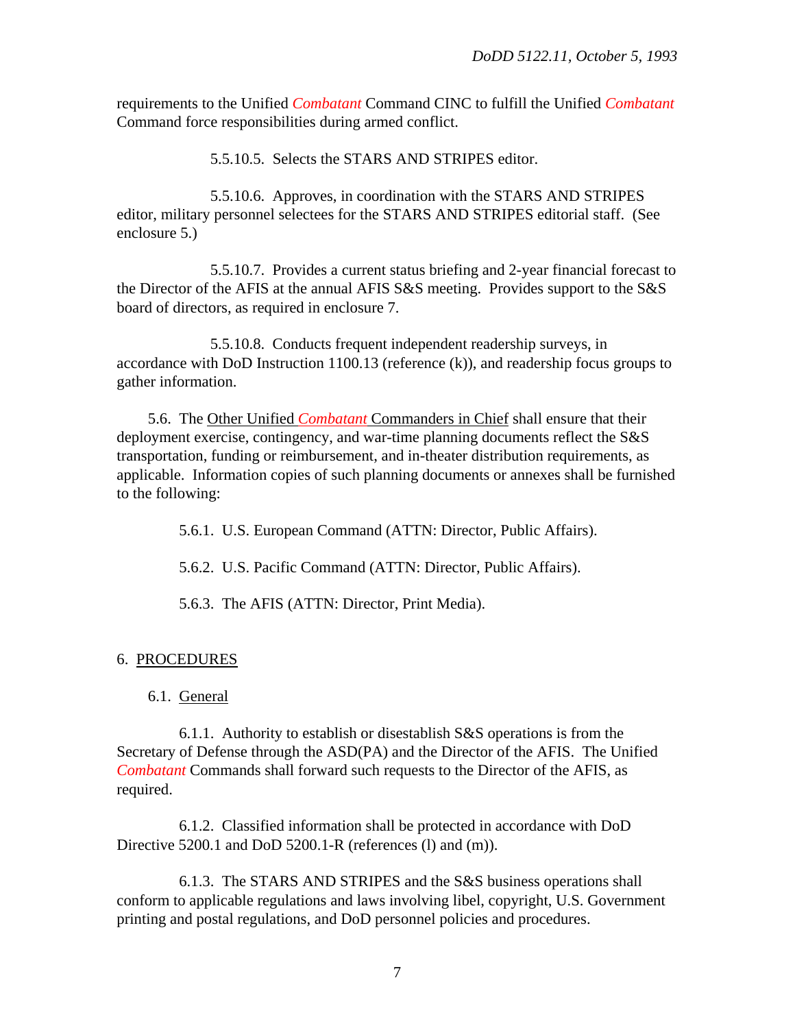requirements to the Unified *Combatant* Command CINC to fulfill the Unified *Combatant* Command force responsibilities during armed conflict.

5.5.10.5. Selects the STARS AND STRIPES editor.

5.5.10.6. Approves, in coordination with the STARS AND STRIPES editor, military personnel selectees for the STARS AND STRIPES editorial staff. (See enclosure 5.)

5.5.10.7. Provides a current status briefing and 2-year financial forecast to the Director of the AFIS at the annual AFIS S&S meeting. Provides support to the S&S board of directors, as required in enclosure 7.

5.5.10.8. Conducts frequent independent readership surveys, in accordance with DoD Instruction 1100.13 (reference (k)), and readership focus groups to gather information.

5.6. The Other Unified *Combatant* Commanders in Chief shall ensure that their deployment exercise, contingency, and war-time planning documents reflect the S&S transportation, funding or reimbursement, and in-theater distribution requirements, as applicable. Information copies of such planning documents or annexes shall be furnished to the following:

5.6.1. U.S. European Command (ATTN: Director, Public Affairs).

5.6.2. U.S. Pacific Command (ATTN: Director, Public Affairs).

5.6.3. The AFIS (ATTN: Director, Print Media).

## 6. PROCEDURES

### 6.1. General

6.1.1. Authority to establish or disestablish S&S operations is from the Secretary of Defense through the ASD(PA) and the Director of the AFIS. The Unified *Combatant* Commands shall forward such requests to the Director of the AFIS, as required.

6.1.2. Classified information shall be protected in accordance with DoD Directive 5200.1 and DoD 5200.1-R (references (l) and (m)).

6.1.3. The STARS AND STRIPES and the S&S business operations shall conform to applicable regulations and laws involving libel, copyright, U.S. Government printing and postal regulations, and DoD personnel policies and procedures.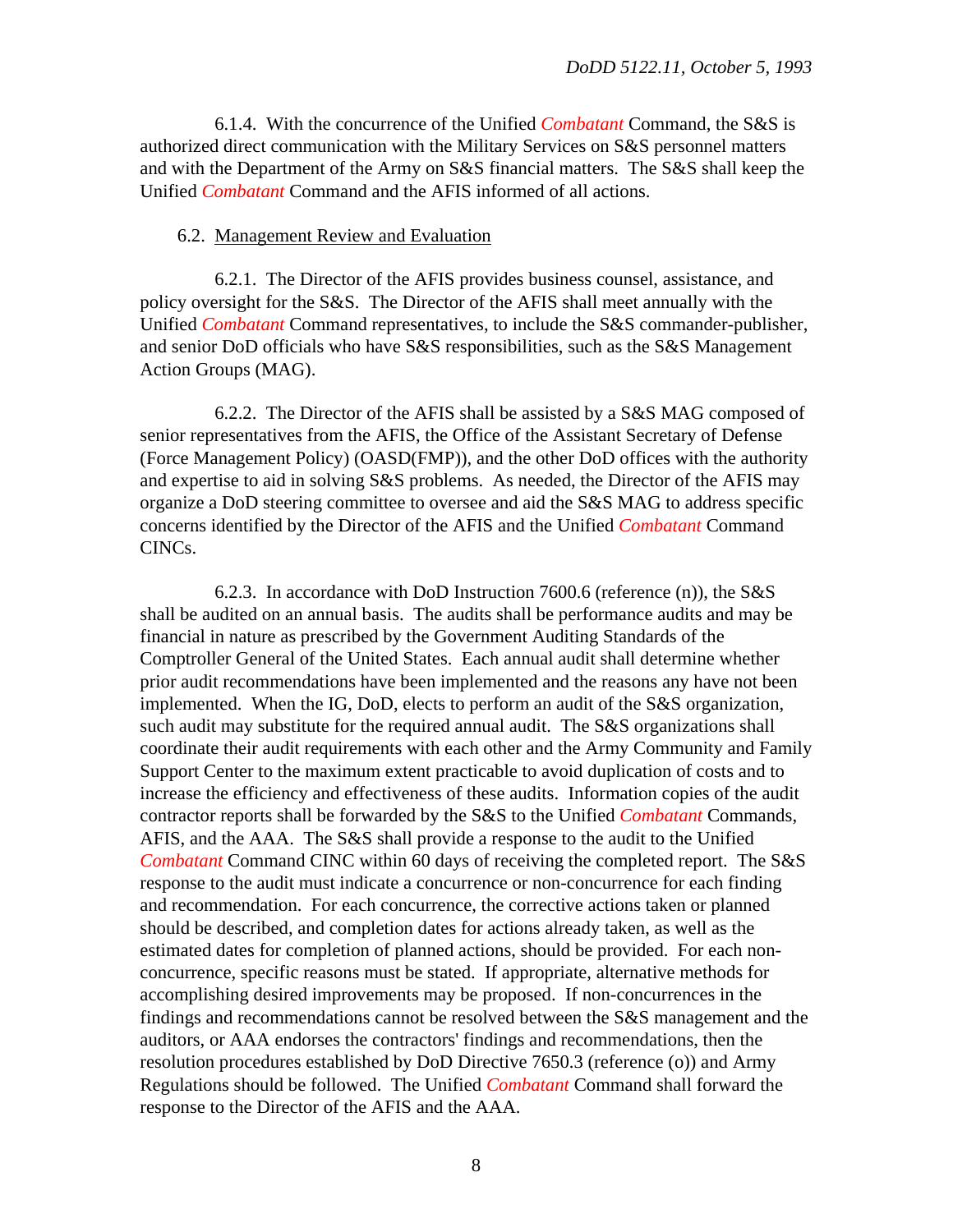6.1.4. With the concurrence of the Unified *Combatant* Command, the S&S is authorized direct communication with the Military Services on S&S personnel matters and with the Department of the Army on S&S financial matters. The S&S shall keep the Unified *Combatant* Command and the AFIS informed of all actions.

6.2. Management Review and Evaluation

6.2.1. The Director of the AFIS provides business counsel, assistance, and policy oversight for the S&S. The Director of the AFIS shall meet annually with the Unified *Combatant* Command representatives, to include the S&S commander-publisher, and senior DoD officials who have S&S responsibilities, such as the S&S Management Action Groups (MAG).

6.2.2. The Director of the AFIS shall be assisted by a S&S MAG composed of senior representatives from the AFIS, the Office of the Assistant Secretary of Defense (Force Management Policy) (OASD(FMP)), and the other DoD offices with the authority and expertise to aid in solving S&S problems. As needed, the Director of the AFIS may organize a DoD steering committee to oversee and aid the S&S MAG to address specific concerns identified by the Director of the AFIS and the Unified *Combatant* Command CINCs.

6.2.3. In accordance with DoD Instruction 7600.6 (reference (n)), the S&S shall be audited on an annual basis. The audits shall be performance audits and may be financial in nature as prescribed by the Government Auditing Standards of the Comptroller General of the United States. Each annual audit shall determine whether prior audit recommendations have been implemented and the reasons any have not been implemented. When the IG, DoD, elects to perform an audit of the S&S organization, such audit may substitute for the required annual audit. The S&S organizations shall coordinate their audit requirements with each other and the Army Community and Family Support Center to the maximum extent practicable to avoid duplication of costs and to increase the efficiency and effectiveness of these audits. Information copies of the audit contractor reports shall be forwarded by the S&S to the Unified *Combatant* Commands, AFIS, and the AAA. The S&S shall provide a response to the audit to the Unified *Combatant* Command CINC within 60 days of receiving the completed report. The S&S response to the audit must indicate a concurrence or non-concurrence for each finding and recommendation. For each concurrence, the corrective actions taken or planned should be described, and completion dates for actions already taken, as well as the estimated dates for completion of planned actions, should be provided. For each non-concurrence, specific reasons must be stated. If appropriate, alternative methods for accomplishing desired improvements may be proposed. If non-concurrences in the findings and recommendations cannot be resolved between the S&S management and the auditors, or AAA endorses the contractors' findings and recommendations, then the resolution procedures established by DoD Directive 7650.3 (reference (o)) and Army Regulations should be followed. The Unified *Combatant* Command shall forward the response to the Director of the AFIS and the AAA.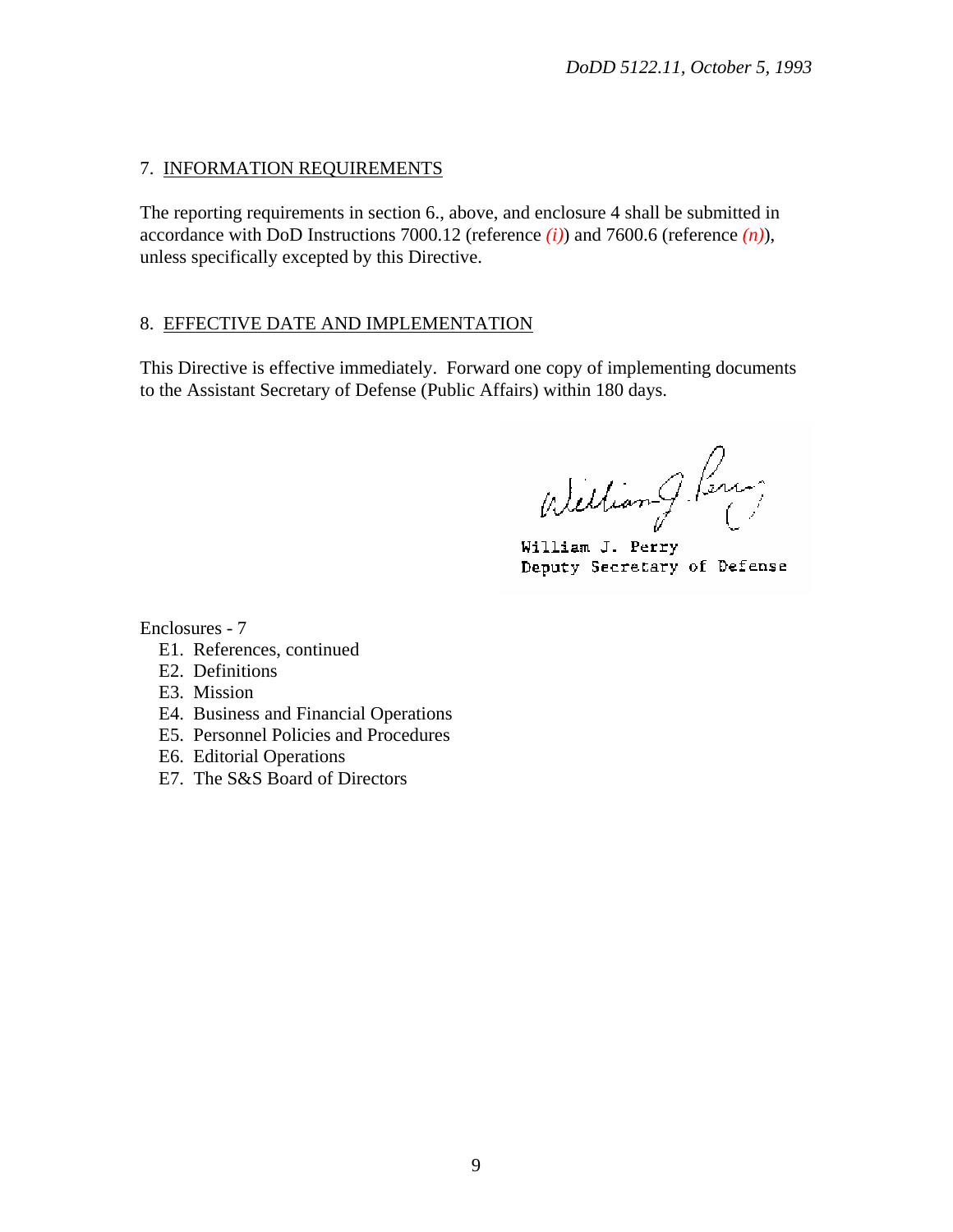## 7. INFORMATION REQUIREMENTS

The reporting requirements in section 6., above, and enclosure 4 shall be submitted in accordance with DoD Instructions 7000.12 (reference *(i)*) and 7600.6 (reference *(n)*), unless specifically excepted by this Directive.

## 8. EFFECTIVE DATE AND IMPLEMENTATION

This Directive is effective immediately. Forward one copy of implementing documents to the Assistant Secretary of Defense (Public Affairs) within 180 days.

William J. Perry
Deputy Secretary of Defense

Enclosures - 7

- E1. References, continued
- E2. Definitions
- E3. Mission
- E4. Business and Financial Operations
- E5. Personnel Policies and Procedures
- E6. Editorial Operations
- E7. The S&S Board of Directors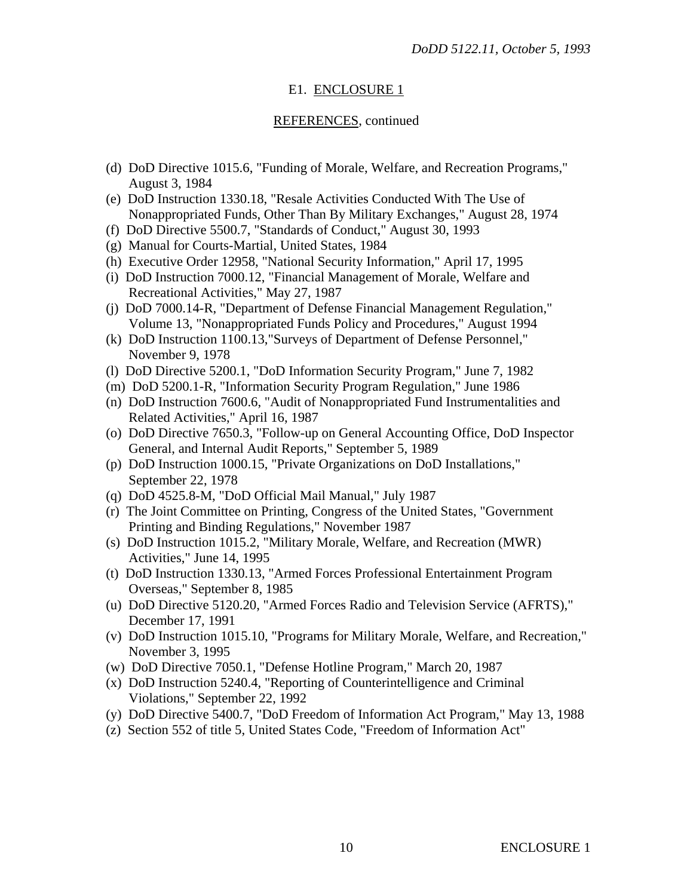E1. ENCLOSURE 1

REFERENCES, continued

(d) DoD Directive 1015.6, "Funding of Morale, Welfare, and Recreation Programs," August 3, 1984
(e) DoD Instruction 1330.18, "Resale Activities Conducted With The Use of Nonappropriated Funds, Other Than By Military Exchanges," August 28, 1974
(f) DoD Directive 5500.7, "Standards of Conduct," August 30, 1993
(g) Manual for Courts-Martial, United States, 1984
(h) Executive Order 12958, "National Security Information," April 17, 1995
(i) DoD Instruction 7000.12, "Financial Management of Morale, Welfare and Recreational Activities," May 27, 1987
(j) DoD 7000.14-R, "Department of Defense Financial Management Regulation," Volume 13, "Nonappropriated Funds Policy and Procedures," August 1994
(k) DoD Instruction 1100.13,"Surveys of Department of Defense Personnel," November 9, 1978
(l) DoD Directive 5200.1, "DoD Information Security Program," June 7, 1982
(m) DoD 5200.1-R, "Information Security Program Regulation," June 1986
(n) DoD Instruction 7600.6, "Audit of Nonappropriated Fund Instrumentalities and Related Activities," April 16, 1987
(o) DoD Directive 7650.3, "Follow-up on General Accounting Office, DoD Inspector General, and Internal Audit Reports," September 5, 1989
(p) DoD Instruction 1000.15, "Private Organizations on DoD Installations," September 22, 1978
(q) DoD 4525.8-M, "DoD Official Mail Manual," July 1987
(r) The Joint Committee on Printing, Congress of the United States, "Government Printing and Binding Regulations," November 1987
(s) DoD Instruction 1015.2, "Military Morale, Welfare, and Recreation (MWR) Activities," June 14, 1995
(t) DoD Instruction 1330.13, "Armed Forces Professional Entertainment Program Overseas," September 8, 1985
(u) DoD Directive 5120.20, "Armed Forces Radio and Television Service (AFRTS)," December 17, 1991
(v) DoD Instruction 1015.10, "Programs for Military Morale, Welfare, and Recreation," November 3, 1995
(w) DoD Directive 7050.1, "Defense Hotline Program," March 20, 1987
(x) DoD Instruction 5240.4, "Reporting of Counterintelligence and Criminal Violations," September 22, 1992
(y) DoD Directive 5400.7, "DoD Freedom of Information Act Program," May 13, 1988
(z) Section 552 of title 5, United States Code, "Freedom of Information Act"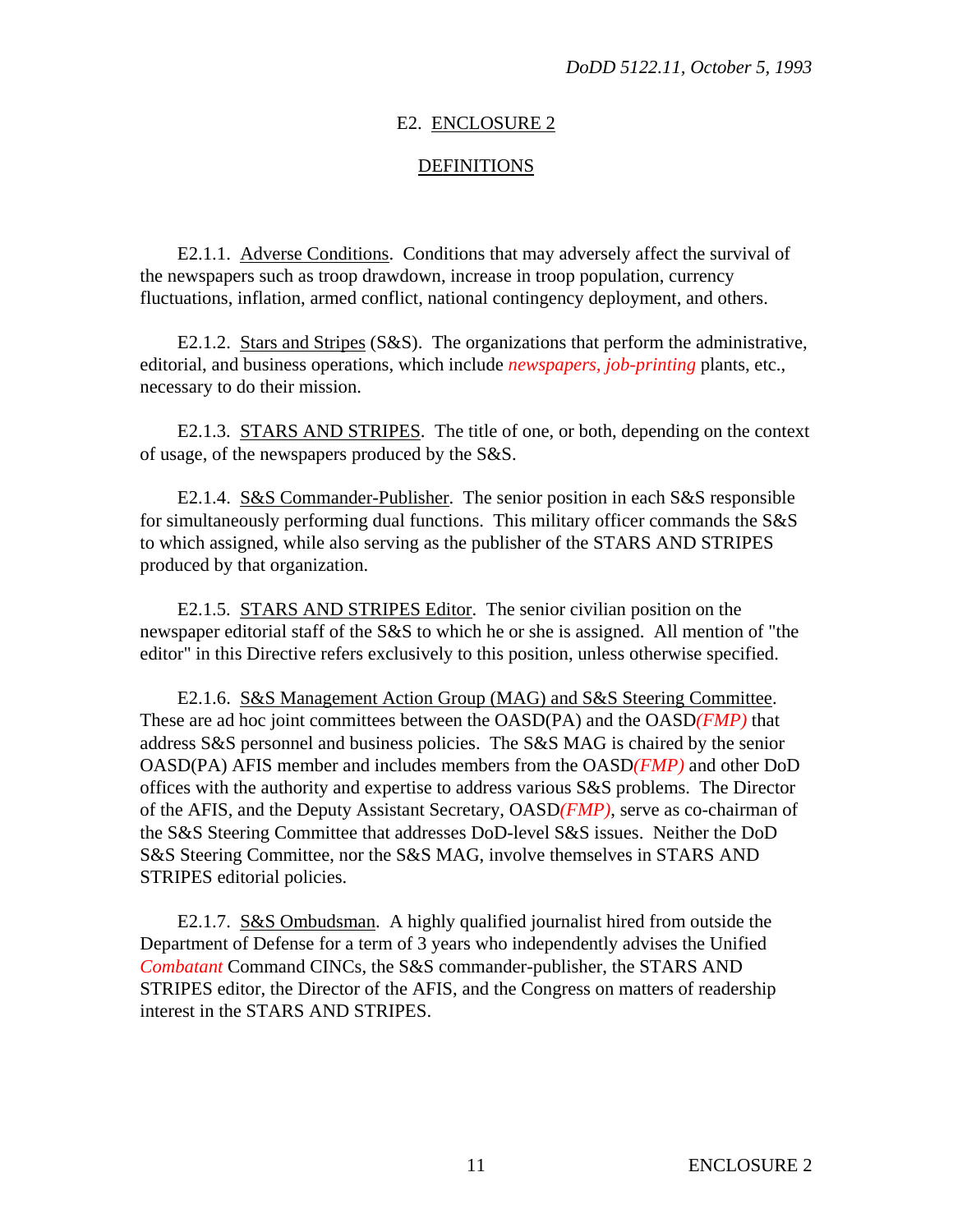# E2. ENCLOSURE 2

## DEFINITIONS

E2.1.1. Adverse Conditions. Conditions that may adversely affect the survival of the newspapers such as troop drawdown, increase in troop population, currency fluctuations, inflation, armed conflict, national contingency deployment, and others.

E2.1.2. Stars and Stripes (S&S). The organizations that perform the administrative, editorial, and business operations, which include *newspapers, job-printing* plants, etc., necessary to do their mission.

E2.1.3. STARS AND STRIPES. The title of one, or both, depending on the context of usage, of the newspapers produced by the S&S.

E2.1.4. S&S Commander-Publisher. The senior position in each S&S responsible for simultaneously performing dual functions. This military officer commands the S&S to which assigned, while also serving as the publisher of the STARS AND STRIPES produced by that organization.

E2.1.5. STARS AND STRIPES Editor. The senior civilian position on the newspaper editorial staff of the S&S to which he or she is assigned. All mention of "the editor" in this Directive refers exclusively to this position, unless otherwise specified.

E2.1.6. S&S Management Action Group (MAG) and S&S Steering Committee. These are ad hoc joint committees between the OASD(PA) and the OASD*(FMP)* that address S&S personnel and business policies. The S&S MAG is chaired by the senior OASD(PA) AFIS member and includes members from the OASD*(FMP)* and other DoD offices with the authority and expertise to address various S&S problems. The Director of the AFIS, and the Deputy Assistant Secretary, OASD*(FMP)*, serve as co-chairman of the S&S Steering Committee that addresses DoD-level S&S issues. Neither the DoD S&S Steering Committee, nor the S&S MAG, involve themselves in STARS AND STRIPES editorial policies.

E2.1.7. S&S Ombudsman. A highly qualified journalist hired from outside the Department of Defense for a term of 3 years who independently advises the Unified *Combatant* Command CINCs, the S&S commander-publisher, the STARS AND STRIPES editor, the Director of the AFIS, and the Congress on matters of readership interest in the STARS AND STRIPES.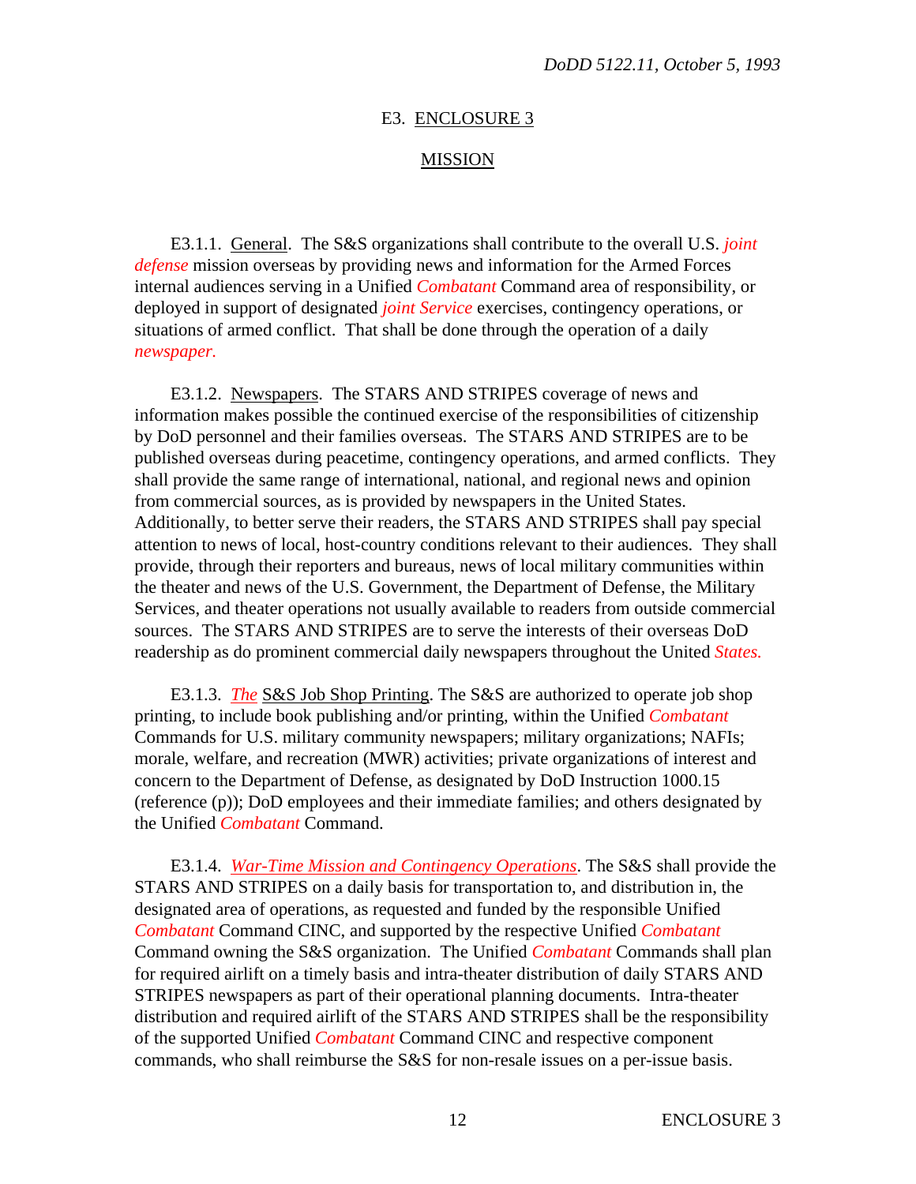# E3. ENCLOSURE 3

## MISSION

E3.1.1. General. The S&S organizations shall contribute to the overall U.S. *joint defense* mission overseas by providing news and information for the Armed Forces internal audiences serving in a Unified *Combatant* Command area of responsibility, or deployed in support of designated *joint Service* exercises, contingency operations, or situations of armed conflict. That shall be done through the operation of a daily *newspaper.*

E3.1.2. Newspapers. The STARS AND STRIPES coverage of news and information makes possible the continued exercise of the responsibilities of citizenship by DoD personnel and their families overseas. The STARS AND STRIPES are to be published overseas during peacetime, contingency operations, and armed conflicts. They shall provide the same range of international, national, and regional news and opinion from commercial sources, as is provided by newspapers in the United States. Additionally, to better serve their readers, the STARS AND STRIPES shall pay special attention to news of local, host-country conditions relevant to their audiences. They shall provide, through their reporters and bureaus, news of local military communities within the theater and news of the U.S. Government, the Department of Defense, the Military Services, and theater operations not usually available to readers from outside commercial sources. The STARS AND STRIPES are to serve the interests of their overseas DoD readership as do prominent commercial daily newspapers throughout the United *States.*

E3.1.3. *The* S&S Job Shop Printing. The S&S are authorized to operate job shop printing, to include book publishing and/or printing, within the Unified *Combatant* Commands for U.S. military community newspapers; military organizations; NAFIs; morale, welfare, and recreation (MWR) activities; private organizations of interest and concern to the Department of Defense, as designated by DoD Instruction 1000.15 (reference (p)); DoD employees and their immediate families; and others designated by the Unified *Combatant* Command.

E3.1.4. *War-Time Mission and Contingency Operations*. The S&S shall provide the STARS AND STRIPES on a daily basis for transportation to, and distribution in, the designated area of operations, as requested and funded by the responsible Unified *Combatant* Command CINC, and supported by the respective Unified *Combatant* Command owning the S&S organization. The Unified *Combatant* Commands shall plan for required airlift on a timely basis and intra-theater distribution of daily STARS AND STRIPES newspapers as part of their operational planning documents. Intra-theater distribution and required airlift of the STARS AND STRIPES shall be the responsibility of the supported Unified *Combatant* Command CINC and respective component commands, who shall reimburse the S&S for non-resale issues on a per-issue basis.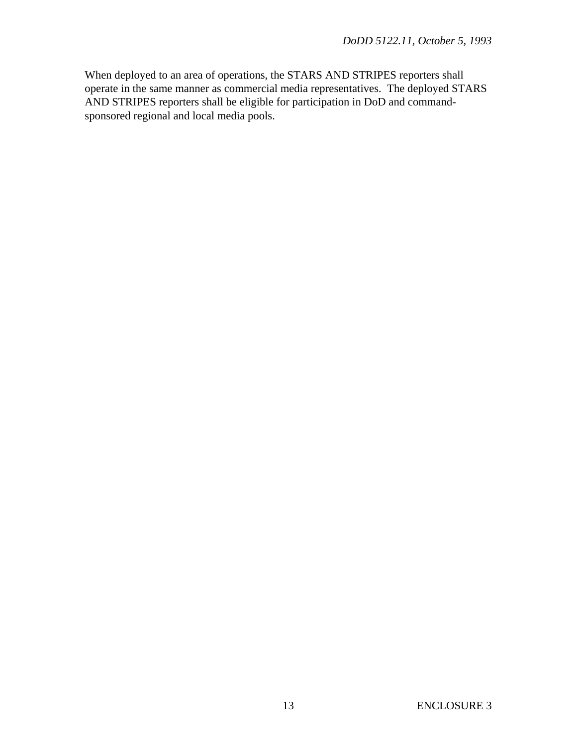When deployed to an area of operations, the STARS AND STRIPES reporters shall operate in the same manner as commercial media representatives. The deployed STARS AND STRIPES reporters shall be eligible for participation in DoD and command-sponsored regional and local media pools.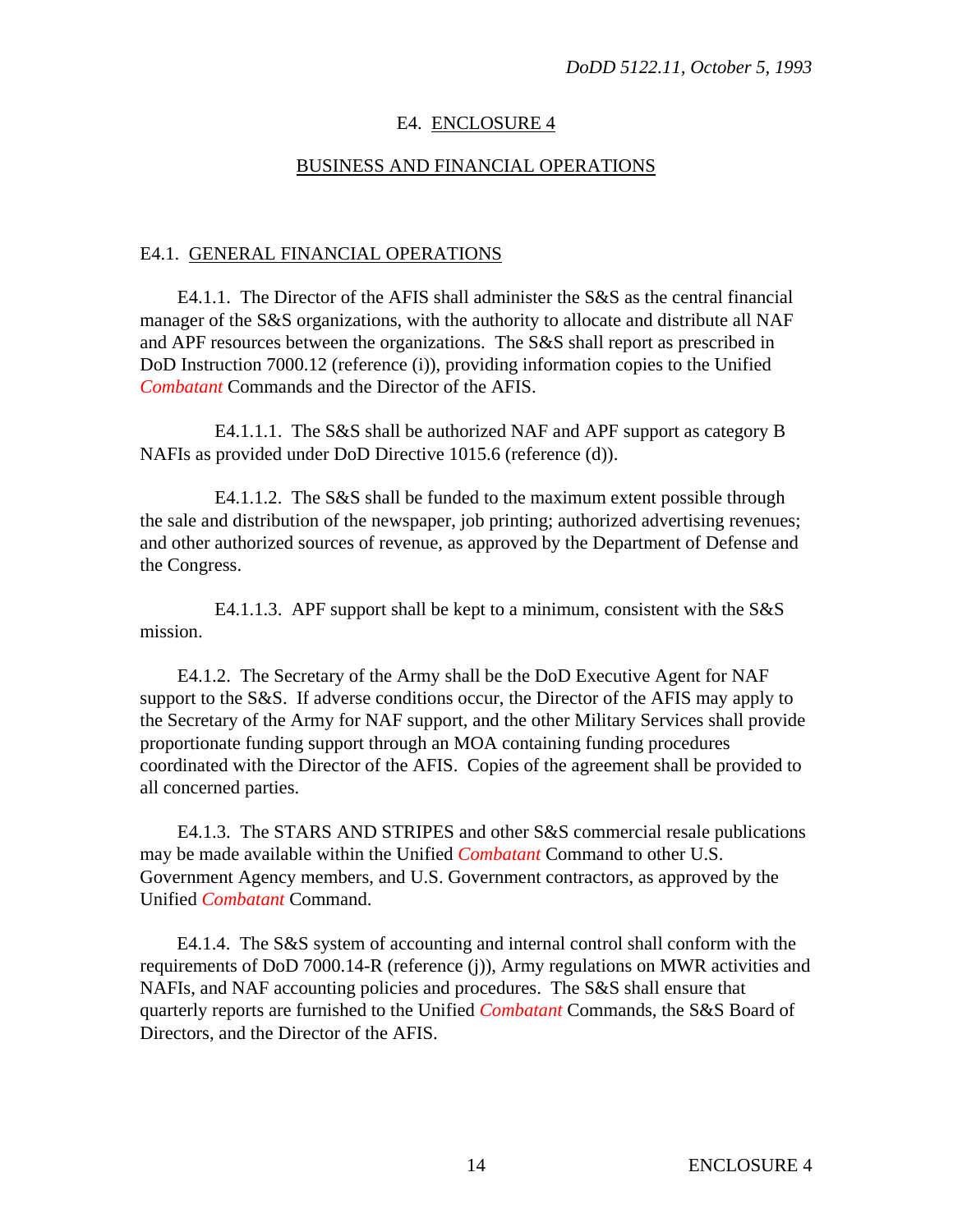# E4. ENCLOSURE 4

## BUSINESS AND FINANCIAL OPERATIONS

### E4.1. GENERAL FINANCIAL OPERATIONS

E4.1.1. The Director of the AFIS shall administer the S&S as the central financial manager of the S&S organizations, with the authority to allocate and distribute all NAF and APF resources between the organizations. The S&S shall report as prescribed in DoD Instruction 7000.12 (reference (i)), providing information copies to the Unified *Combatant* Commands and the Director of the AFIS.

E4.1.1.1. The S&S shall be authorized NAF and APF support as category B NAFIs as provided under DoD Directive 1015.6 (reference (d)).

E4.1.1.2. The S&S shall be funded to the maximum extent possible through the sale and distribution of the newspaper, job printing; authorized advertising revenues; and other authorized sources of revenue, as approved by the Department of Defense and the Congress.

E4.1.1.3. APF support shall be kept to a minimum, consistent with the S&S mission.

E4.1.2. The Secretary of the Army shall be the DoD Executive Agent for NAF support to the S&S. If adverse conditions occur, the Director of the AFIS may apply to the Secretary of the Army for NAF support, and the other Military Services shall provide proportionate funding support through an MOA containing funding procedures coordinated with the Director of the AFIS. Copies of the agreement shall be provided to all concerned parties.

E4.1.3. The STARS AND STRIPES and other S&S commercial resale publications may be made available within the Unified *Combatant* Command to other U.S. Government Agency members, and U.S. Government contractors, as approved by the Unified *Combatant* Command.

E4.1.4. The S&S system of accounting and internal control shall conform with the requirements of DoD 7000.14-R (reference (j)), Army regulations on MWR activities and NAFIs, and NAF accounting policies and procedures. The S&S shall ensure that quarterly reports are furnished to the Unified *Combatant* Commands, the S&S Board of Directors, and the Director of the AFIS.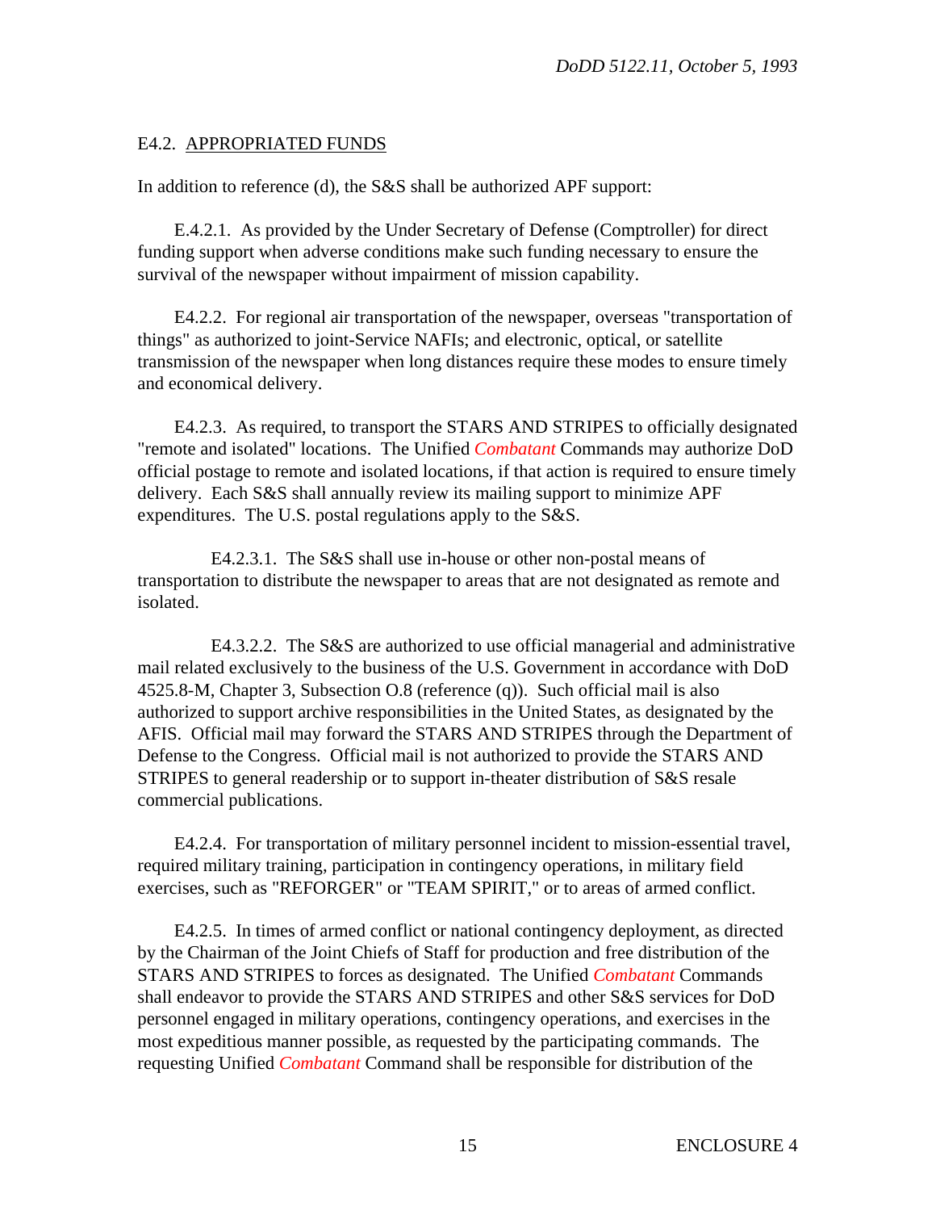## E4.2. APPROPRIATED FUNDS

In addition to reference (d), the S&S shall be authorized APF support:

E.4.2.1. As provided by the Under Secretary of Defense (Comptroller) for direct funding support when adverse conditions make such funding necessary to ensure the survival of the newspaper without impairment of mission capability.

E4.2.2. For regional air transportation of the newspaper, overseas "transportation of things" as authorized to joint-Service NAFIs; and electronic, optical, or satellite transmission of the newspaper when long distances require these modes to ensure timely and economical delivery.

E4.2.3. As required, to transport the STARS AND STRIPES to officially designated "remote and isolated" locations. The Unified *Combatant* Commands may authorize DoD official postage to remote and isolated locations, if that action is required to ensure timely delivery. Each S&S shall annually review its mailing support to minimize APF expenditures. The U.S. postal regulations apply to the S&S.

E4.2.3.1. The S&S shall use in-house or other non-postal means of transportation to distribute the newspaper to areas that are not designated as remote and isolated.

E4.3.2.2. The S&S are authorized to use official managerial and administrative mail related exclusively to the business of the U.S. Government in accordance with DoD 4525.8-M, Chapter 3, Subsection O.8 (reference (q)). Such official mail is also authorized to support archive responsibilities in the United States, as designated by the AFIS. Official mail may forward the STARS AND STRIPES through the Department of Defense to the Congress. Official mail is not authorized to provide the STARS AND STRIPES to general readership or to support in-theater distribution of S&S resale commercial publications.

E4.2.4. For transportation of military personnel incident to mission-essential travel, required military training, participation in contingency operations, in military field exercises, such as "REFORGER" or "TEAM SPIRIT," or to areas of armed conflict.

E4.2.5. In times of armed conflict or national contingency deployment, as directed by the Chairman of the Joint Chiefs of Staff for production and free distribution of the STARS AND STRIPES to forces as designated. The Unified *Combatant* Commands shall endeavor to provide the STARS AND STRIPES and other S&S services for DoD personnel engaged in military operations, contingency operations, and exercises in the most expeditious manner possible, as requested by the participating commands. The requesting Unified *Combatant* Command shall be responsible for distribution of the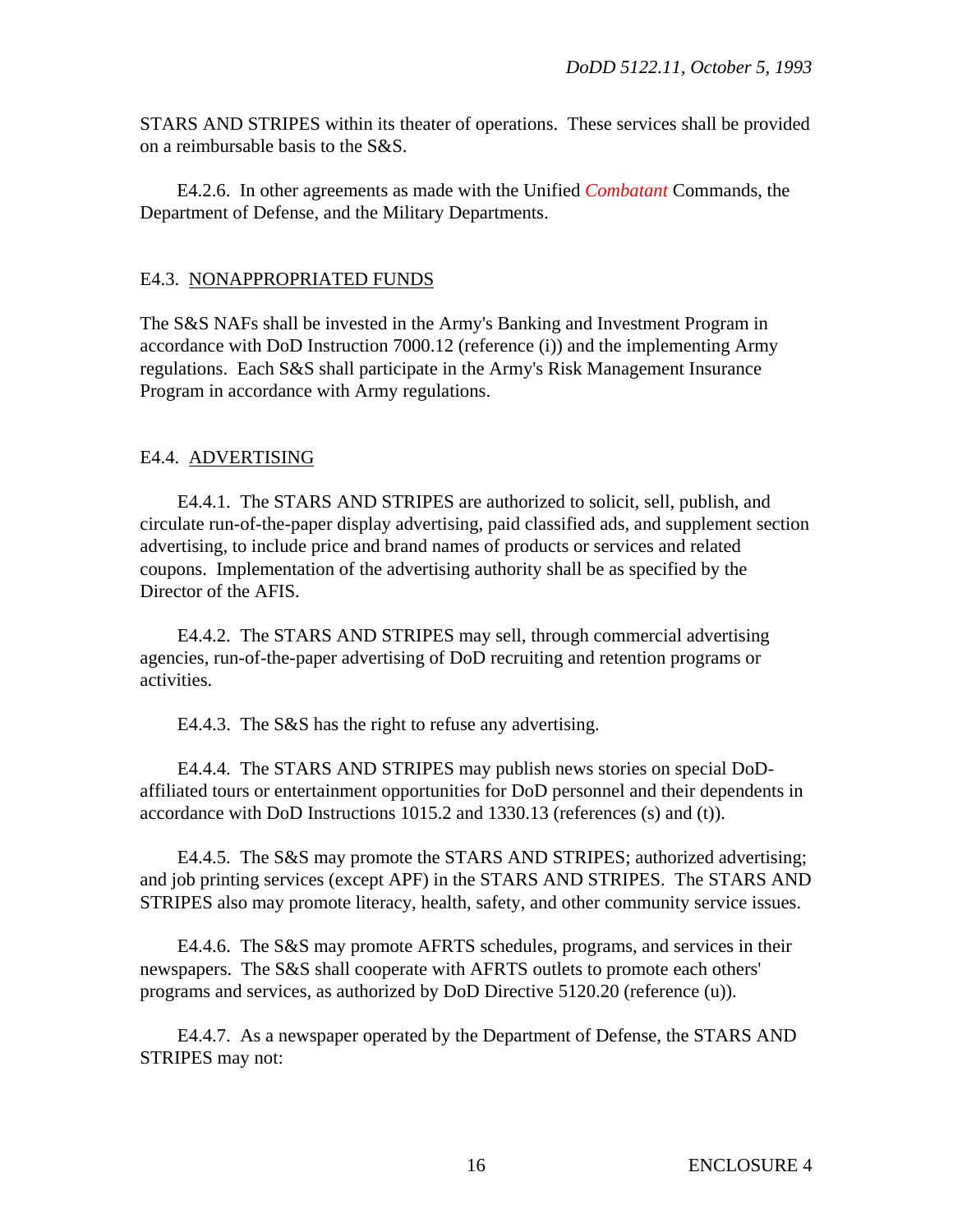STARS AND STRIPES within its theater of operations. These services shall be provided on a reimbursable basis to the S&S.

E4.2.6. In other agreements as made with the Unified *Combatant* Commands, the Department of Defense, and the Military Departments.

## E4.3. NONAPPROPRIATED FUNDS

The S&S NAFs shall be invested in the Army's Banking and Investment Program in accordance with DoD Instruction 7000.12 (reference (i)) and the implementing Army regulations. Each S&S shall participate in the Army's Risk Management Insurance Program in accordance with Army regulations.

## E4.4. ADVERTISING

E4.4.1. The STARS AND STRIPES are authorized to solicit, sell, publish, and circulate run-of-the-paper display advertising, paid classified ads, and supplement section advertising, to include price and brand names of products or services and related coupons. Implementation of the advertising authority shall be as specified by the Director of the AFIS.

E4.4.2. The STARS AND STRIPES may sell, through commercial advertising agencies, run-of-the-paper advertising of DoD recruiting and retention programs or activities.

E4.4.3. The S&S has the right to refuse any advertising.

E4.4.4. The STARS AND STRIPES may publish news stories on special DoD-affiliated tours or entertainment opportunities for DoD personnel and their dependents in accordance with DoD Instructions 1015.2 and 1330.13 (references (s) and (t)).

E4.4.5. The S&S may promote the STARS AND STRIPES; authorized advertising; and job printing services (except APF) in the STARS AND STRIPES. The STARS AND STRIPES also may promote literacy, health, safety, and other community service issues.

E4.4.6. The S&S may promote AFRTS schedules, programs, and services in their newspapers. The S&S shall cooperate with AFRTS outlets to promote each others' programs and services, as authorized by DoD Directive 5120.20 (reference (u)).

E4.4.7. As a newspaper operated by the Department of Defense, the STARS AND STRIPES may not: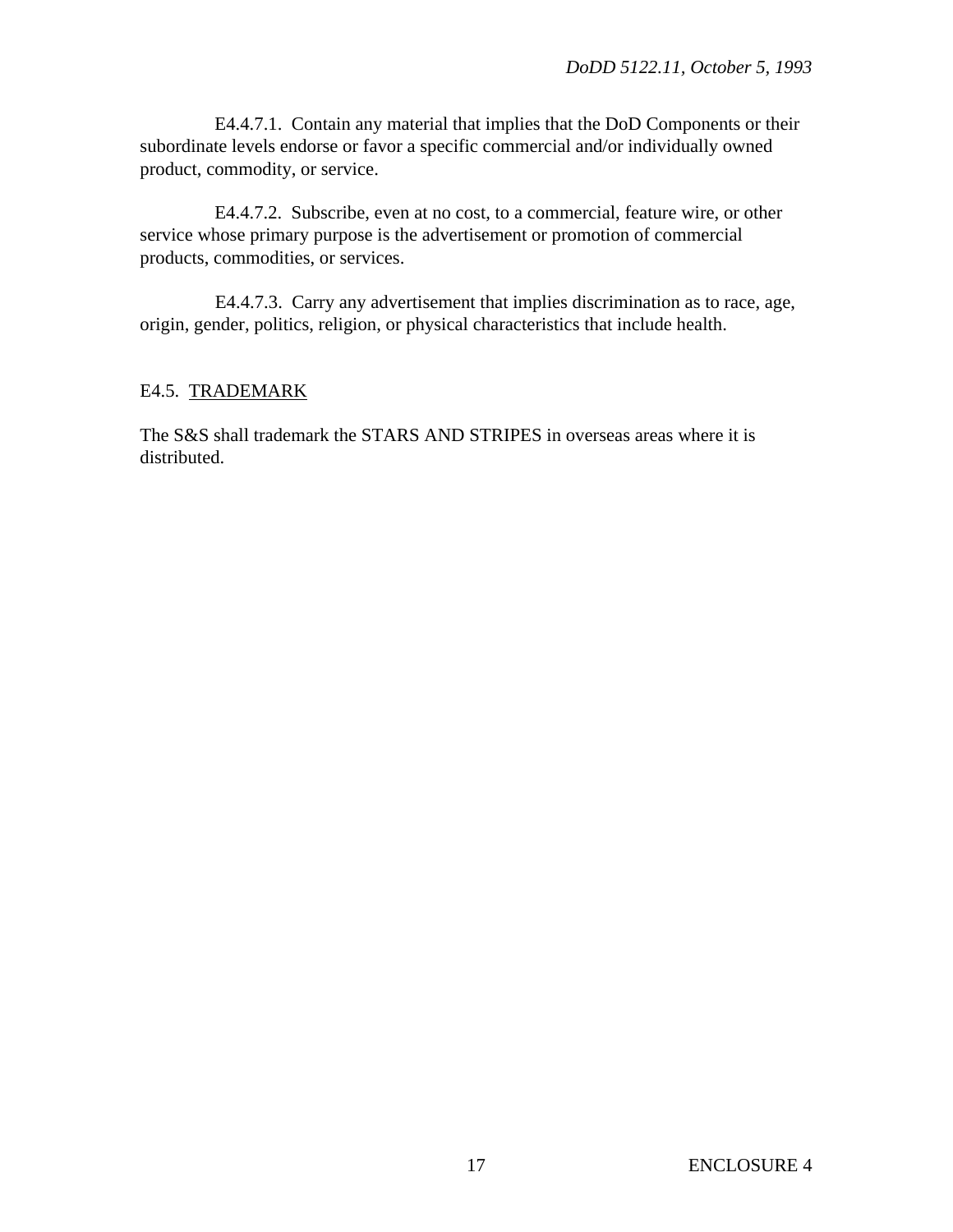E4.4.7.1. Contain any material that implies that the DoD Components or their subordinate levels endorse or favor a specific commercial and/or individually owned product, commodity, or service.

E4.4.7.2. Subscribe, even at no cost, to a commercial, feature wire, or other service whose primary purpose is the advertisement or promotion of commercial products, commodities, or services.

E4.4.7.3. Carry any advertisement that implies discrimination as to race, age, origin, gender, politics, religion, or physical characteristics that include health.

## E4.5. TRADEMARK

The S&S shall trademark the STARS AND STRIPES in overseas areas where it is distributed.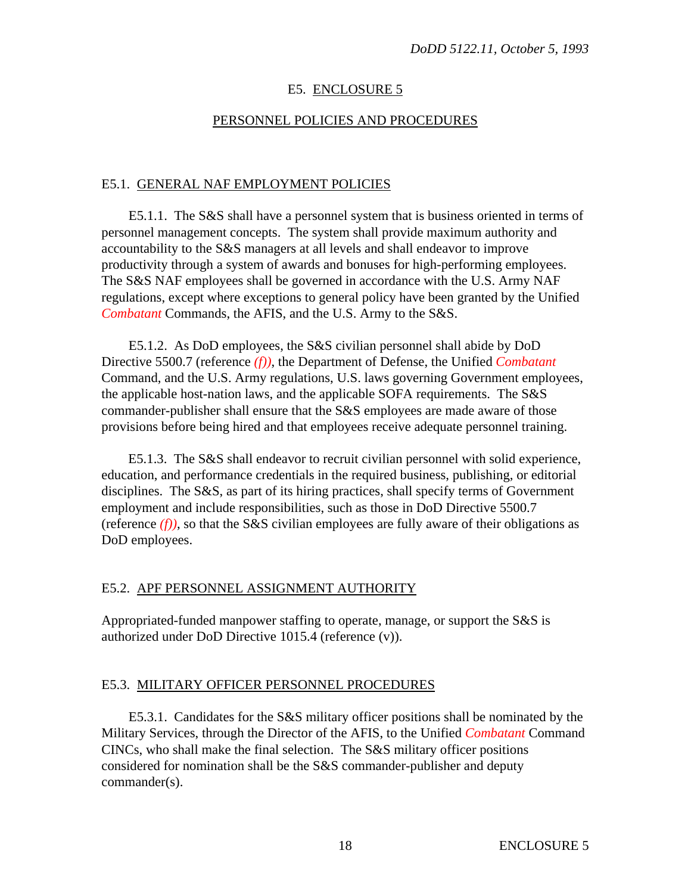# E5. ENCLOSURE 5

## PERSONNEL POLICIES AND PROCEDURES

### E5.1. GENERAL NAF EMPLOYMENT POLICIES

E5.1.1. The S&S shall have a personnel system that is business oriented in terms of personnel management concepts. The system shall provide maximum authority and accountability to the S&S managers at all levels and shall endeavor to improve productivity through a system of awards and bonuses for high-performing employees. The S&S NAF employees shall be governed in accordance with the U.S. Army NAF regulations, except where exceptions to general policy have been granted by the Unified *Combatant* Commands, the AFIS, and the U.S. Army to the S&S.

E5.1.2. As DoD employees, the S&S civilian personnel shall abide by DoD Directive 5500.7 (reference *(f))*, the Department of Defense, the Unified *Combatant* Command, and the U.S. Army regulations, U.S. laws governing Government employees, the applicable host-nation laws, and the applicable SOFA requirements. The S&S commander-publisher shall ensure that the S&S employees are made aware of those provisions before being hired and that employees receive adequate personnel training.

E5.1.3. The S&S shall endeavor to recruit civilian personnel with solid experience, education, and performance credentials in the required business, publishing, or editorial disciplines. The S&S, as part of its hiring practices, shall specify terms of Government employment and include responsibilities, such as those in DoD Directive 5500.7 (reference *(f))*, so that the S&S civilian employees are fully aware of their obligations as DoD employees.

### E5.2. APF PERSONNEL ASSIGNMENT AUTHORITY

Appropriated-funded manpower staffing to operate, manage, or support the S&S is authorized under DoD Directive 1015.4 (reference (v)).

### E5.3. MILITARY OFFICER PERSONNEL PROCEDURES

E5.3.1. Candidates for the S&S military officer positions shall be nominated by the Military Services, through the Director of the AFIS, to the Unified *Combatant* Command CINCs, who shall make the final selection. The S&S military officer positions considered for nomination shall be the S&S commander-publisher and deputy commander(s).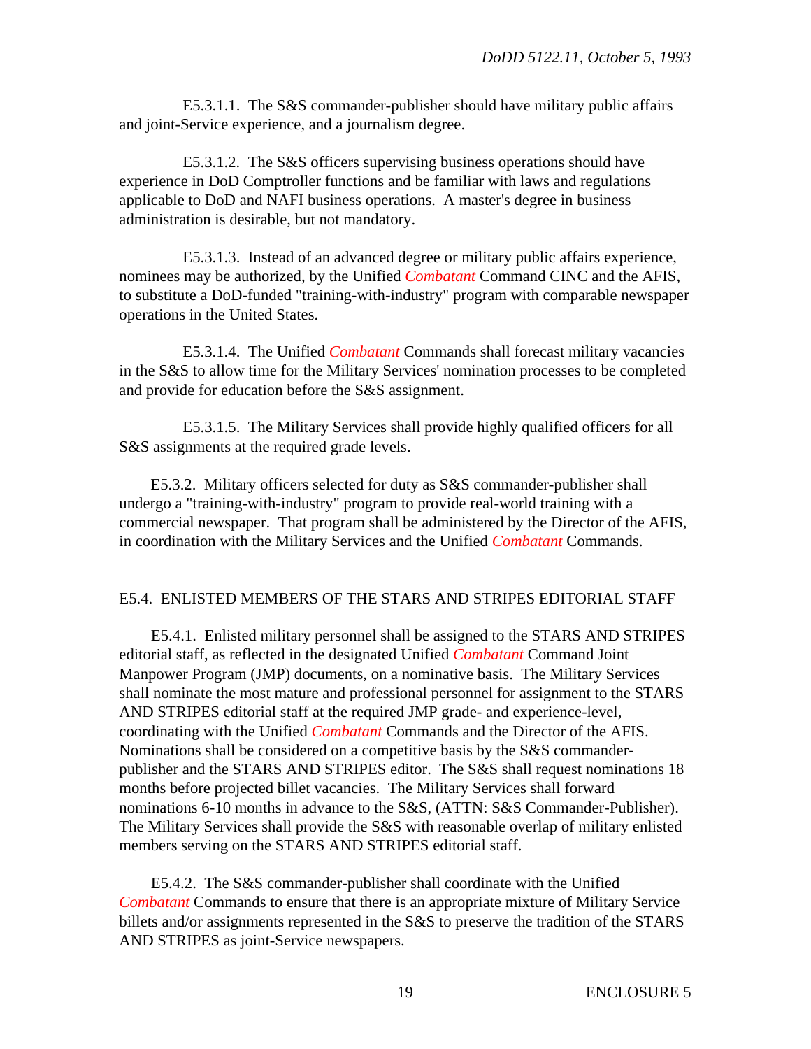E5.3.1.1. The S&S commander-publisher should have military public affairs and joint-Service experience, and a journalism degree.

E5.3.1.2. The S&S officers supervising business operations should have experience in DoD Comptroller functions and be familiar with laws and regulations applicable to DoD and NAFI business operations. A master's degree in business administration is desirable, but not mandatory.

E5.3.1.3. Instead of an advanced degree or military public affairs experience, nominees may be authorized, by the Unified *Combatant* Command CINC and the AFIS, to substitute a DoD-funded "training-with-industry" program with comparable newspaper operations in the United States.

E5.3.1.4. The Unified *Combatant* Commands shall forecast military vacancies in the S&S to allow time for the Military Services' nomination processes to be completed and provide for education before the S&S assignment.

E5.3.1.5. The Military Services shall provide highly qualified officers for all S&S assignments at the required grade levels.

E5.3.2. Military officers selected for duty as S&S commander-publisher shall undergo a "training-with-industry" program to provide real-world training with a commercial newspaper. That program shall be administered by the Director of the AFIS, in coordination with the Military Services and the Unified *Combatant* Commands.

## E5.4. ENLISTED MEMBERS OF THE STARS AND STRIPES EDITORIAL STAFF

E5.4.1. Enlisted military personnel shall be assigned to the STARS AND STRIPES editorial staff, as reflected in the designated Unified *Combatant* Command Joint Manpower Program (JMP) documents, on a nominative basis. The Military Services shall nominate the most mature and professional personnel for assignment to the STARS AND STRIPES editorial staff at the required JMP grade- and experience-level, coordinating with the Unified *Combatant* Commands and the Director of the AFIS. Nominations shall be considered on a competitive basis by the S&S commander-publisher and the STARS AND STRIPES editor. The S&S shall request nominations 18 months before projected billet vacancies. The Military Services shall forward nominations 6-10 months in advance to the S&S, (ATTN: S&S Commander-Publisher). The Military Services shall provide the S&S with reasonable overlap of military enlisted members serving on the STARS AND STRIPES editorial staff.

E5.4.2. The S&S commander-publisher shall coordinate with the Unified *Combatant* Commands to ensure that there is an appropriate mixture of Military Service billets and/or assignments represented in the S&S to preserve the tradition of the STARS AND STRIPES as joint-Service newspapers.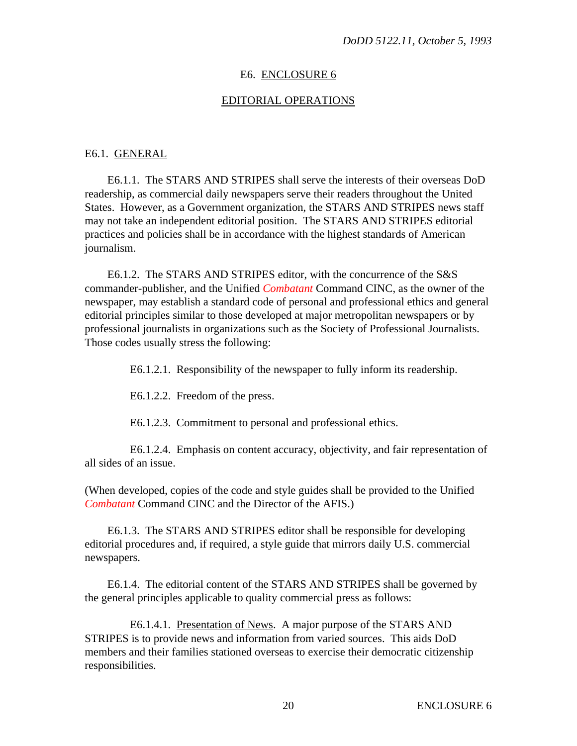# E6. ENCLOSURE 6

## EDITORIAL OPERATIONS

### E6.1. GENERAL

E6.1.1. The STARS AND STRIPES shall serve the interests of their overseas DoD readership, as commercial daily newspapers serve their readers throughout the United States. However, as a Government organization, the STARS AND STRIPES news staff may not take an independent editorial position. The STARS AND STRIPES editorial practices and policies shall be in accordance with the highest standards of American journalism.

E6.1.2. The STARS AND STRIPES editor, with the concurrence of the S&S commander-publisher, and the Unified *Combatant* Command CINC, as the owner of the newspaper, may establish a standard code of personal and professional ethics and general editorial principles similar to those developed at major metropolitan newspapers or by professional journalists in organizations such as the Society of Professional Journalists. Those codes usually stress the following:

E6.1.2.1. Responsibility of the newspaper to fully inform its readership.

E6.1.2.2. Freedom of the press.

E6.1.2.3. Commitment to personal and professional ethics.

E6.1.2.4. Emphasis on content accuracy, objectivity, and fair representation of all sides of an issue.

(When developed, copies of the code and style guides shall be provided to the Unified *Combatant* Command CINC and the Director of the AFIS.)

E6.1.3. The STARS AND STRIPES editor shall be responsible for developing editorial procedures and, if required, a style guide that mirrors daily U.S. commercial newspapers.

E6.1.4. The editorial content of the STARS AND STRIPES shall be governed by the general principles applicable to quality commercial press as follows:

E6.1.4.1. Presentation of News. A major purpose of the STARS AND STRIPES is to provide news and information from varied sources. This aids DoD members and their families stationed overseas to exercise their democratic citizenship responsibilities.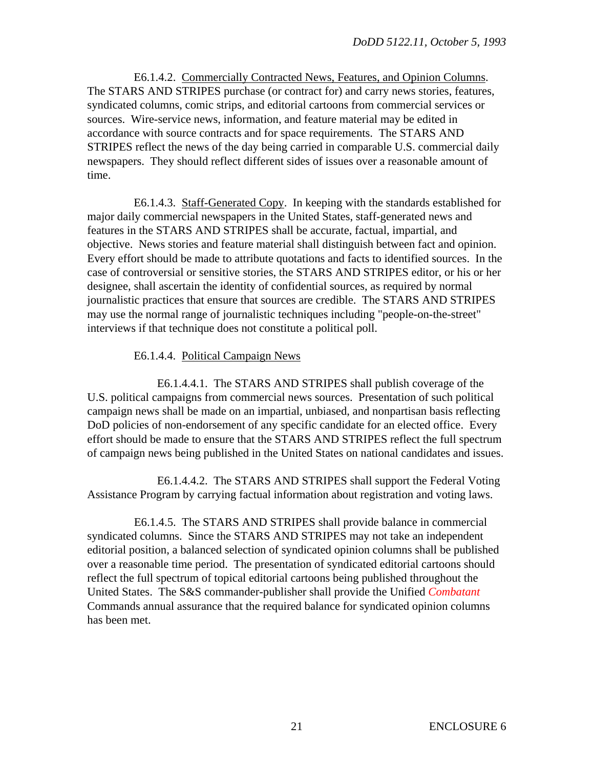E6.1.4.2. Commercially Contracted News, Features, and Opinion Columns. The STARS AND STRIPES purchase (or contract for) and carry news stories, features, syndicated columns, comic strips, and editorial cartoons from commercial services or sources. Wire-service news, information, and feature material may be edited in accordance with source contracts and for space requirements. The STARS AND STRIPES reflect the news of the day being carried in comparable U.S. commercial daily newspapers. They should reflect different sides of issues over a reasonable amount of time.

E6.1.4.3. Staff-Generated Copy. In keeping with the standards established for major daily commercial newspapers in the United States, staff-generated news and features in the STARS AND STRIPES shall be accurate, factual, impartial, and objective. News stories and feature material shall distinguish between fact and opinion. Every effort should be made to attribute quotations and facts to identified sources. In the case of controversial or sensitive stories, the STARS AND STRIPES editor, or his or her designee, shall ascertain the identity of confidential sources, as required by normal journalistic practices that ensure that sources are credible. The STARS AND STRIPES may use the normal range of journalistic techniques including "people-on-the-street" interviews if that technique does not constitute a political poll.

E6.1.4.4. Political Campaign News

E6.1.4.4.1. The STARS AND STRIPES shall publish coverage of the U.S. political campaigns from commercial news sources. Presentation of such political campaign news shall be made on an impartial, unbiased, and nonpartisan basis reflecting DoD policies of non-endorsement of any specific candidate for an elected office. Every effort should be made to ensure that the STARS AND STRIPES reflect the full spectrum of campaign news being published in the United States on national candidates and issues.

E6.1.4.4.2. The STARS AND STRIPES shall support the Federal Voting Assistance Program by carrying factual information about registration and voting laws.

E6.1.4.5. The STARS AND STRIPES shall provide balance in commercial syndicated columns. Since the STARS AND STRIPES may not take an independent editorial position, a balanced selection of syndicated opinion columns shall be published over a reasonable time period. The presentation of syndicated editorial cartoons should reflect the full spectrum of topical editorial cartoons being published throughout the United States. The S&S commander-publisher shall provide the Unified *Combatant* Commands annual assurance that the required balance for syndicated opinion columns has been met.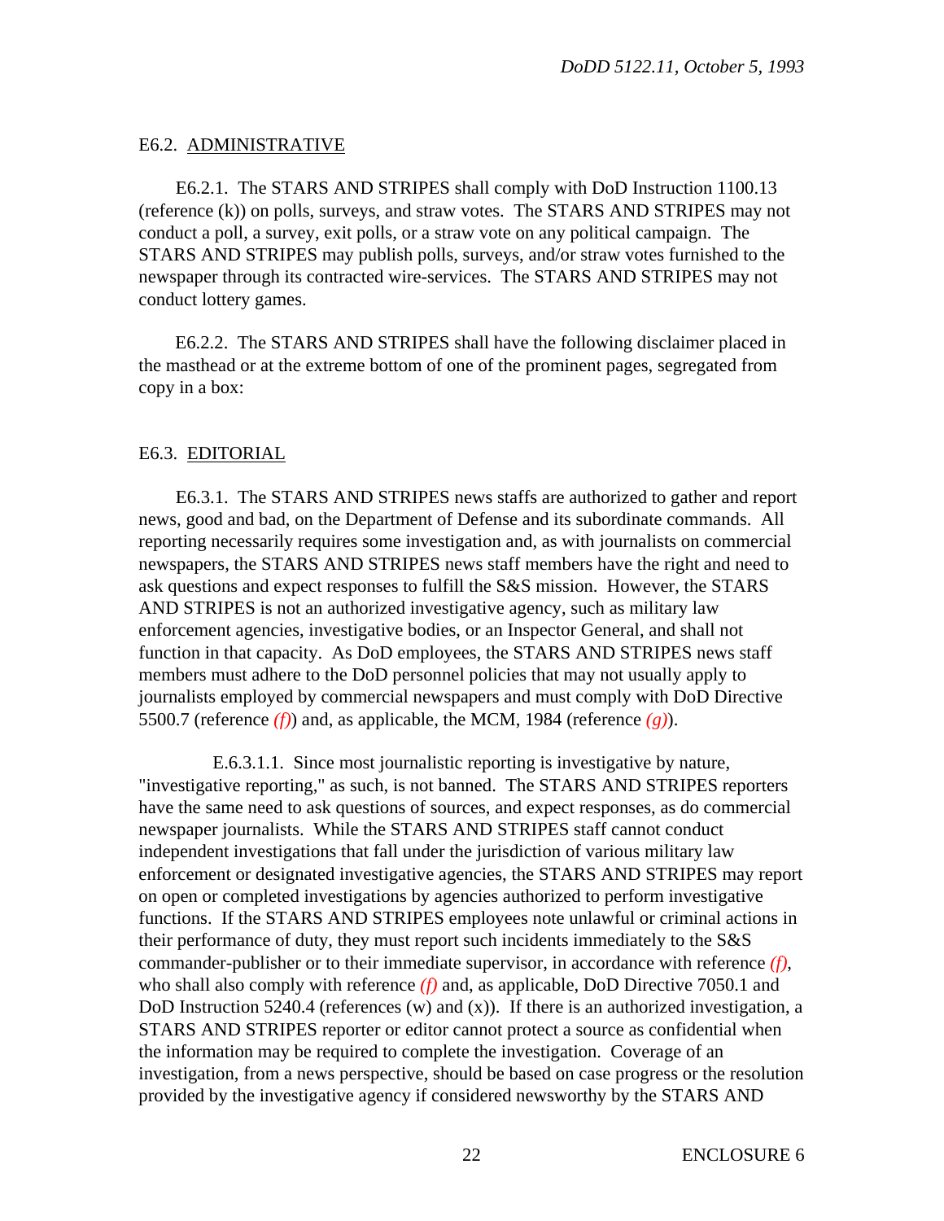E6.2. ADMINISTRATIVE

E6.2.1. The STARS AND STRIPES shall comply with DoD Instruction 1100.13 (reference (k)) on polls, surveys, and straw votes. The STARS AND STRIPES may not conduct a poll, a survey, exit polls, or a straw vote on any political campaign. The STARS AND STRIPES may publish polls, surveys, and/or straw votes furnished to the newspaper through its contracted wire-services. The STARS AND STRIPES may not conduct lottery games.

E6.2.2. The STARS AND STRIPES shall have the following disclaimer placed in the masthead or at the extreme bottom of one of the prominent pages, segregated from copy in a box:

E6.3. EDITORIAL

E6.3.1. The STARS AND STRIPES news staffs are authorized to gather and report news, good and bad, on the Department of Defense and its subordinate commands. All reporting necessarily requires some investigation and, as with journalists on commercial newspapers, the STARS AND STRIPES news staff members have the right and need to ask questions and expect responses to fulfill the S&S mission. However, the STARS AND STRIPES is not an authorized investigative agency, such as military law enforcement agencies, investigative bodies, or an Inspector General, and shall not function in that capacity. As DoD employees, the STARS AND STRIPES news staff members must adhere to the DoD personnel policies that may not usually apply to journalists employed by commercial newspapers and must comply with DoD Directive 5500.7 (reference *(f)*) and, as applicable, the MCM, 1984 (reference *(g)*).

E.6.3.1.1. Since most journalistic reporting is investigative by nature, "investigative reporting," as such, is not banned. The STARS AND STRIPES reporters have the same need to ask questions of sources, and expect responses, as do commercial newspaper journalists. While the STARS AND STRIPES staff cannot conduct independent investigations that fall under the jurisdiction of various military law enforcement or designated investigative agencies, the STARS AND STRIPES may report on open or completed investigations by agencies authorized to perform investigative functions. If the STARS AND STRIPES employees note unlawful or criminal actions in their performance of duty, they must report such incidents immediately to the S&S commander-publisher or to their immediate supervisor, in accordance with reference *(f)*, who shall also comply with reference *(f)* and, as applicable, DoD Directive 7050.1 and DoD Instruction 5240.4 (references (w) and (x)). If there is an authorized investigation, a STARS AND STRIPES reporter or editor cannot protect a source as confidential when the information may be required to complete the investigation. Coverage of an investigation, from a news perspective, should be based on case progress or the resolution provided by the investigative agency if considered newsworthy by the STARS AND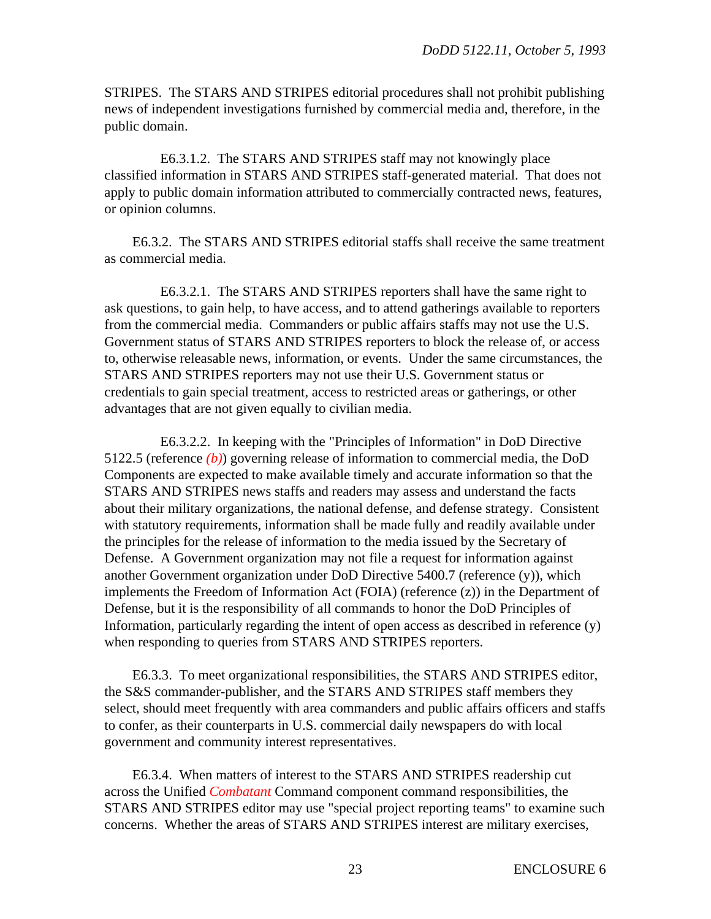STRIPES. The STARS AND STRIPES editorial procedures shall not prohibit publishing news of independent investigations furnished by commercial media and, therefore, in the public domain.

E6.3.1.2. The STARS AND STRIPES staff may not knowingly place classified information in STARS AND STRIPES staff-generated material. That does not apply to public domain information attributed to commercially contracted news, features, or opinion columns.

E6.3.2. The STARS AND STRIPES editorial staffs shall receive the same treatment as commercial media.

E6.3.2.1. The STARS AND STRIPES reporters shall have the same right to ask questions, to gain help, to have access, and to attend gatherings available to reporters from the commercial media. Commanders or public affairs staffs may not use the U.S. Government status of STARS AND STRIPES reporters to block the release of, or access to, otherwise releasable news, information, or events. Under the same circumstances, the STARS AND STRIPES reporters may not use their U.S. Government status or credentials to gain special treatment, access to restricted areas or gatherings, or other advantages that are not given equally to civilian media.

E6.3.2.2. In keeping with the "Principles of Information" in DoD Directive 5122.5 (reference *(b)*) governing release of information to commercial media, the DoD Components are expected to make available timely and accurate information so that the STARS AND STRIPES news staffs and readers may assess and understand the facts about their military organizations, the national defense, and defense strategy. Consistent with statutory requirements, information shall be made fully and readily available under the principles for the release of information to the media issued by the Secretary of Defense. A Government organization may not file a request for information against another Government organization under DoD Directive 5400.7 (reference (y)), which implements the Freedom of Information Act (FOIA) (reference (z)) in the Department of Defense, but it is the responsibility of all commands to honor the DoD Principles of Information, particularly regarding the intent of open access as described in reference (y) when responding to queries from STARS AND STRIPES reporters.

E6.3.3. To meet organizational responsibilities, the STARS AND STRIPES editor, the S&S commander-publisher, and the STARS AND STRIPES staff members they select, should meet frequently with area commanders and public affairs officers and staffs to confer, as their counterparts in U.S. commercial daily newspapers do with local government and community interest representatives.

E6.3.4. When matters of interest to the STARS AND STRIPES readership cut across the Unified *Combatant* Command component command responsibilities, the STARS AND STRIPES editor may use "special project reporting teams" to examine such concerns. Whether the areas of STARS AND STRIPES interest are military exercises,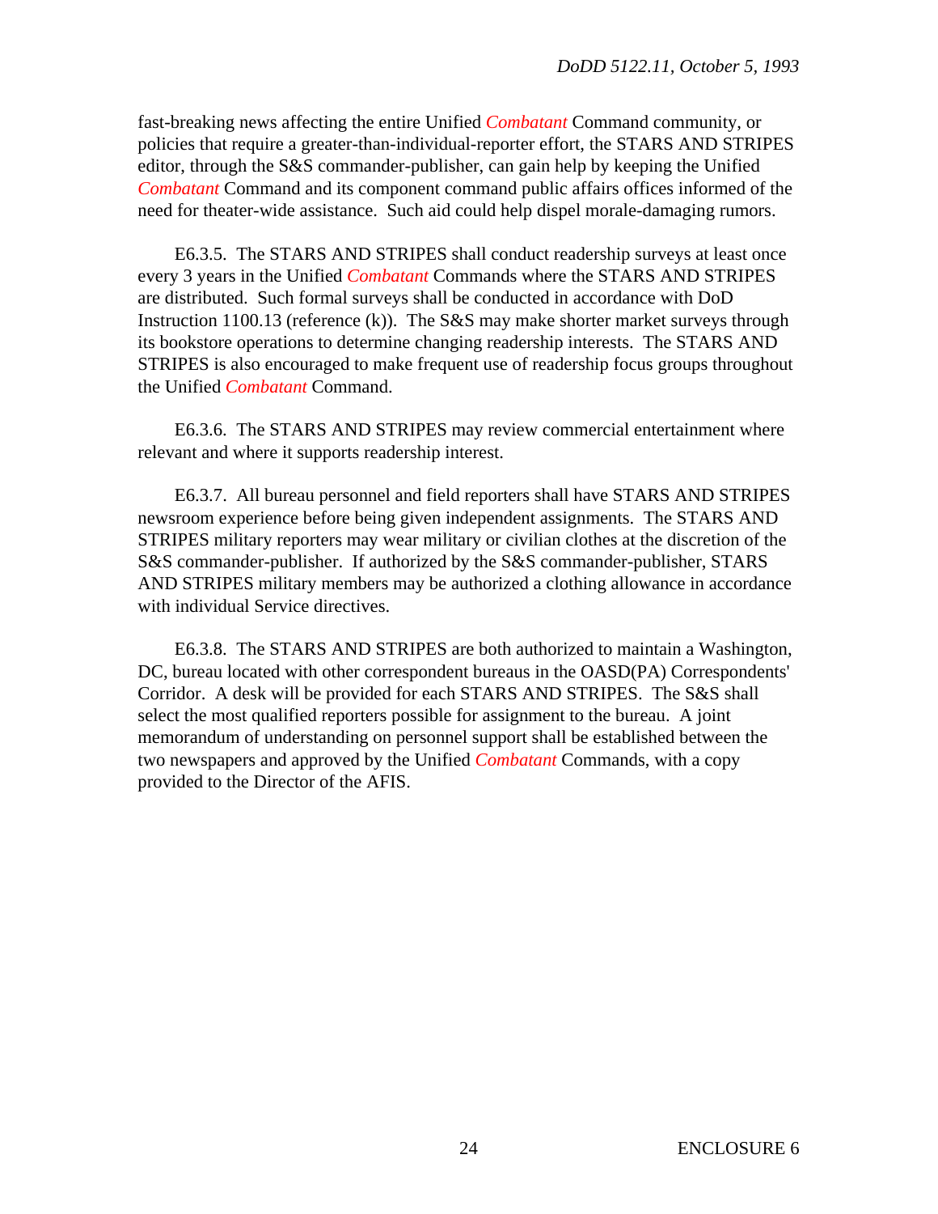fast-breaking news affecting the entire Unified *Combatant* Command community, or policies that require a greater-than-individual-reporter effort, the STARS AND STRIPES editor, through the S&S commander-publisher, can gain help by keeping the Unified *Combatant* Command and its component command public affairs offices informed of the need for theater-wide assistance. Such aid could help dispel morale-damaging rumors.

E6.3.5. The STARS AND STRIPES shall conduct readership surveys at least once every 3 years in the Unified *Combatant* Commands where the STARS AND STRIPES are distributed. Such formal surveys shall be conducted in accordance with DoD Instruction 1100.13 (reference (k)). The S&S may make shorter market surveys through its bookstore operations to determine changing readership interests. The STARS AND STRIPES is also encouraged to make frequent use of readership focus groups throughout the Unified *Combatant* Command.

E6.3.6. The STARS AND STRIPES may review commercial entertainment where relevant and where it supports readership interest.

E6.3.7. All bureau personnel and field reporters shall have STARS AND STRIPES newsroom experience before being given independent assignments. The STARS AND STRIPES military reporters may wear military or civilian clothes at the discretion of the S&S commander-publisher. If authorized by the S&S commander-publisher, STARS AND STRIPES military members may be authorized a clothing allowance in accordance with individual Service directives.

E6.3.8. The STARS AND STRIPES are both authorized to maintain a Washington, DC, bureau located with other correspondent bureaus in the OASD(PA) Correspondents' Corridor. A desk will be provided for each STARS AND STRIPES. The S&S shall select the most qualified reporters possible for assignment to the bureau. A joint memorandum of understanding on personnel support shall be established between the two newspapers and approved by the Unified *Combatant* Commands, with a copy provided to the Director of the AFIS.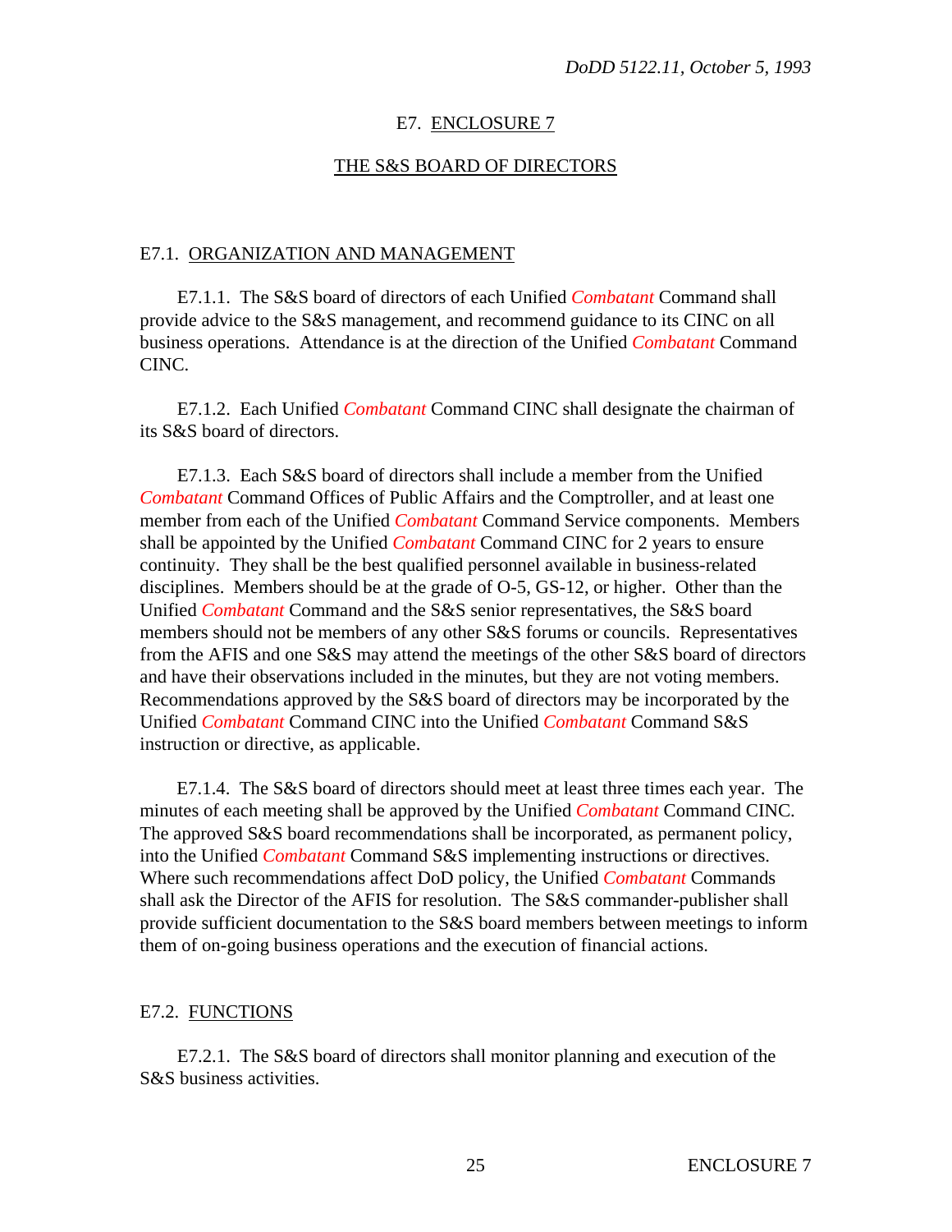# E7. ENCLOSURE 7

## THE S&S BOARD OF DIRECTORS

### E7.1. ORGANIZATION AND MANAGEMENT

E7.1.1. The S&S board of directors of each Unified *Combatant* Command shall provide advice to the S&S management, and recommend guidance to its CINC on all business operations. Attendance is at the direction of the Unified *Combatant* Command CINC.

E7.1.2. Each Unified *Combatant* Command CINC shall designate the chairman of its S&S board of directors.

E7.1.3. Each S&S board of directors shall include a member from the Unified *Combatant* Command Offices of Public Affairs and the Comptroller, and at least one member from each of the Unified *Combatant* Command Service components. Members shall be appointed by the Unified *Combatant* Command CINC for 2 years to ensure continuity. They shall be the best qualified personnel available in business-related disciplines. Members should be at the grade of O-5, GS-12, or higher. Other than the Unified *Combatant* Command and the S&S senior representatives, the S&S board members should not be members of any other S&S forums or councils. Representatives from the AFIS and one S&S may attend the meetings of the other S&S board of directors and have their observations included in the minutes, but they are not voting members. Recommendations approved by the S&S board of directors may be incorporated by the Unified *Combatant* Command CINC into the Unified *Combatant* Command S&S instruction or directive, as applicable.

E7.1.4. The S&S board of directors should meet at least three times each year. The minutes of each meeting shall be approved by the Unified *Combatant* Command CINC. The approved S&S board recommendations shall be incorporated, as permanent policy, into the Unified *Combatant* Command S&S implementing instructions or directives. Where such recommendations affect DoD policy, the Unified *Combatant* Commands shall ask the Director of the AFIS for resolution. The S&S commander-publisher shall provide sufficient documentation to the S&S board members between meetings to inform them of on-going business operations and the execution of financial actions.

### E7.2. FUNCTIONS

E7.2.1. The S&S board of directors shall monitor planning and execution of the S&S business activities.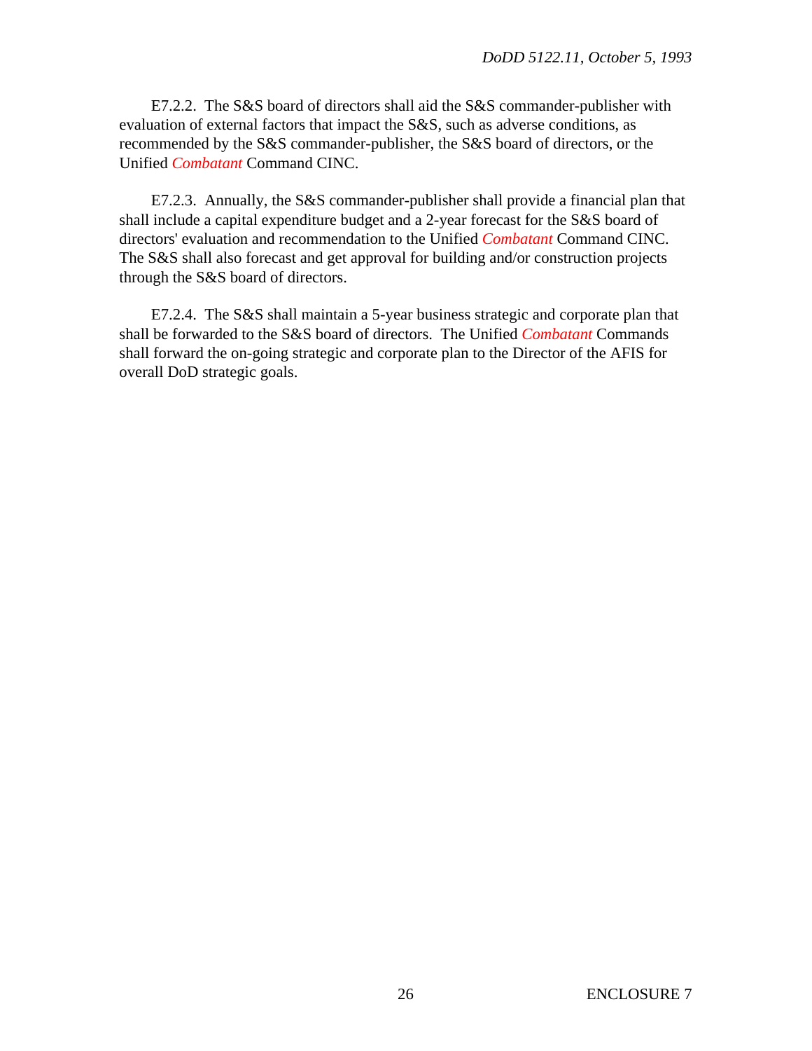E7.2.2. The S&S board of directors shall aid the S&S commander-publisher with evaluation of external factors that impact the S&S, such as adverse conditions, as recommended by the S&S commander-publisher, the S&S board of directors, or the Unified *Combatant* Command CINC.

E7.2.3. Annually, the S&S commander-publisher shall provide a financial plan that shall include a capital expenditure budget and a 2-year forecast for the S&S board of directors' evaluation and recommendation to the Unified *Combatant* Command CINC. The S&S shall also forecast and get approval for building and/or construction projects through the S&S board of directors.

E7.2.4. The S&S shall maintain a 5-year business strategic and corporate plan that shall be forwarded to the S&S board of directors. The Unified *Combatant* Commands shall forward the on-going strategic and corporate plan to the Director of the AFIS for overall DoD strategic goals.